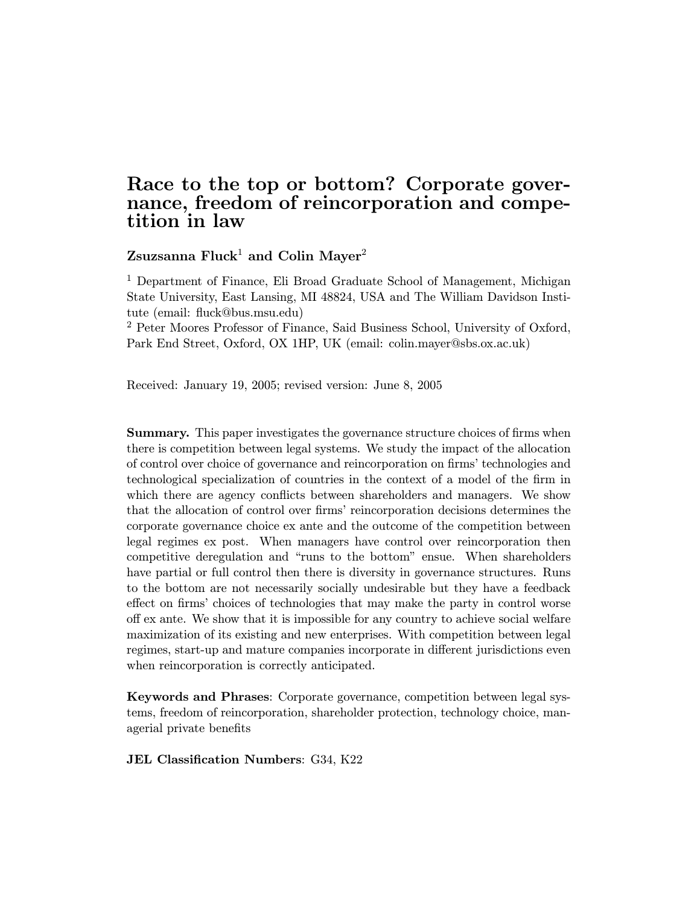# Race to the top or bottom? Corporate governance, freedom of reincorporation and competition in law

**Zsuzsanna Fluck**[1] **and Colin Mayer**[2]

[1] Department of Finance, Eli Broad Graduate School of Management, Michigan State University, East Lansing, MI 48824, USA and The William Davidson Institute (email: fluck@bus.msu.edu)

[2] Peter Moores Professor of Finance, Said Business School, University of Oxford, Park End Street, Oxford, OX 1HP, UK (email: colin.mayer@sbs.ox.ac.uk)

Received: January 19, 2005; revised version: June 8, 2005

**Summary.** This paper investigates the governance structure choices of firms when there is competition between legal systems. We study the impact of the allocation of control over choice of governance and reincorporation on firms' technologies and technological specialization of countries in the context of a model of the firm in which there are agency conflicts between shareholders and managers. We show that the allocation of control over firms' reincorporation decisions determines the corporate governance choice ex ante and the outcome of the competition between legal regimes ex post. When managers have control over reincorporation then competitive deregulation and "runs to the bottom" ensue. When shareholders have partial or full control then there is diversity in governance structures. Runs to the bottom are not necessarily socially undesirable but they have a feedback effect on firms' choices of technologies that may make the party in control worse off ex ante. We show that it is impossible for any country to achieve social welfare maximization of its existing and new enterprises. With competition between legal regimes, start-up and mature companies incorporate in different jurisdictions even when reincorporation is correctly anticipated.

**Keywords and Phrases**: Corporate governance, competition between legal systems, freedom of reincorporation, shareholder protection, technology choice, managerial private benefits

**JEL Classification Numbers**: G34, K22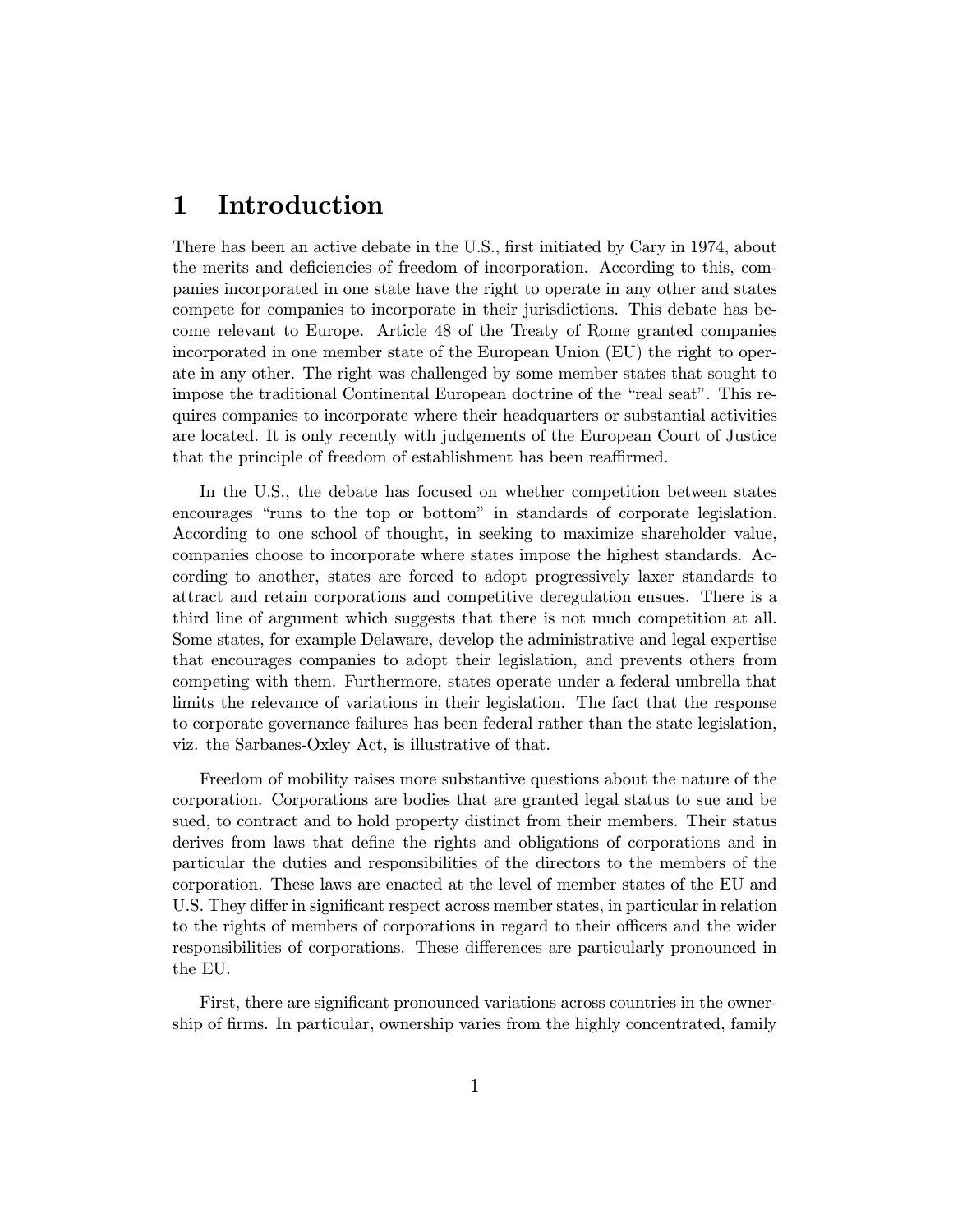# 1 Introduction

There has been an active debate in the U.S., first initiated by Cary in 1974, about the merits and deficiencies of freedom of incorporation. According to this, companies incorporated in one state have the right to operate in any other and states compete for companies to incorporate in their jurisdictions. This debate has become relevant to Europe. Article 48 of the Treaty of Rome granted companies incorporated in one member state of the European Union (EU) the right to operate in any other. The right was challenged by some member states that sought to impose the traditional Continental European doctrine of the "real seat". This requires companies to incorporate where their headquarters or substantial activities are located. It is only recently with judgements of the European Court of Justice that the principle of freedom of establishment has been reaffirmed.

In the U.S., the debate has focused on whether competition between states encourages "runs to the top or bottom" in standards of corporate legislation. According to one school of thought, in seeking to maximize shareholder value, companies choose to incorporate where states impose the highest standards. According to another, states are forced to adopt progressively laxer standards to attract and retain corporations and competitive deregulation ensues. There is a third line of argument which suggests that there is not much competition at all. Some states, for example Delaware, develop the administrative and legal expertise that encourages companies to adopt their legislation, and prevents others from competing with them. Furthermore, states operate under a federal umbrella that limits the relevance of variations in their legislation. The fact that the response to corporate governance failures has been federal rather than the state legislation, viz. the Sarbanes-Oxley Act, is illustrative of that.

Freedom of mobility raises more substantive questions about the nature of the corporation. Corporations are bodies that are granted legal status to sue and be sued, to contract and to hold property distinct from their members. Their status derives from laws that define the rights and obligations of corporations and in particular the duties and responsibilities of the directors to the members of the corporation. These laws are enacted at the level of member states of the EU and U.S. They differ in significant respect across member states, in particular in relation to the rights of members of corporations in regard to their officers and the wider responsibilities of corporations. These differences are particularly pronounced in the EU.

First, there are significant pronounced variations across countries in the ownership of firms. In particular, ownership varies from the highly concentrated, family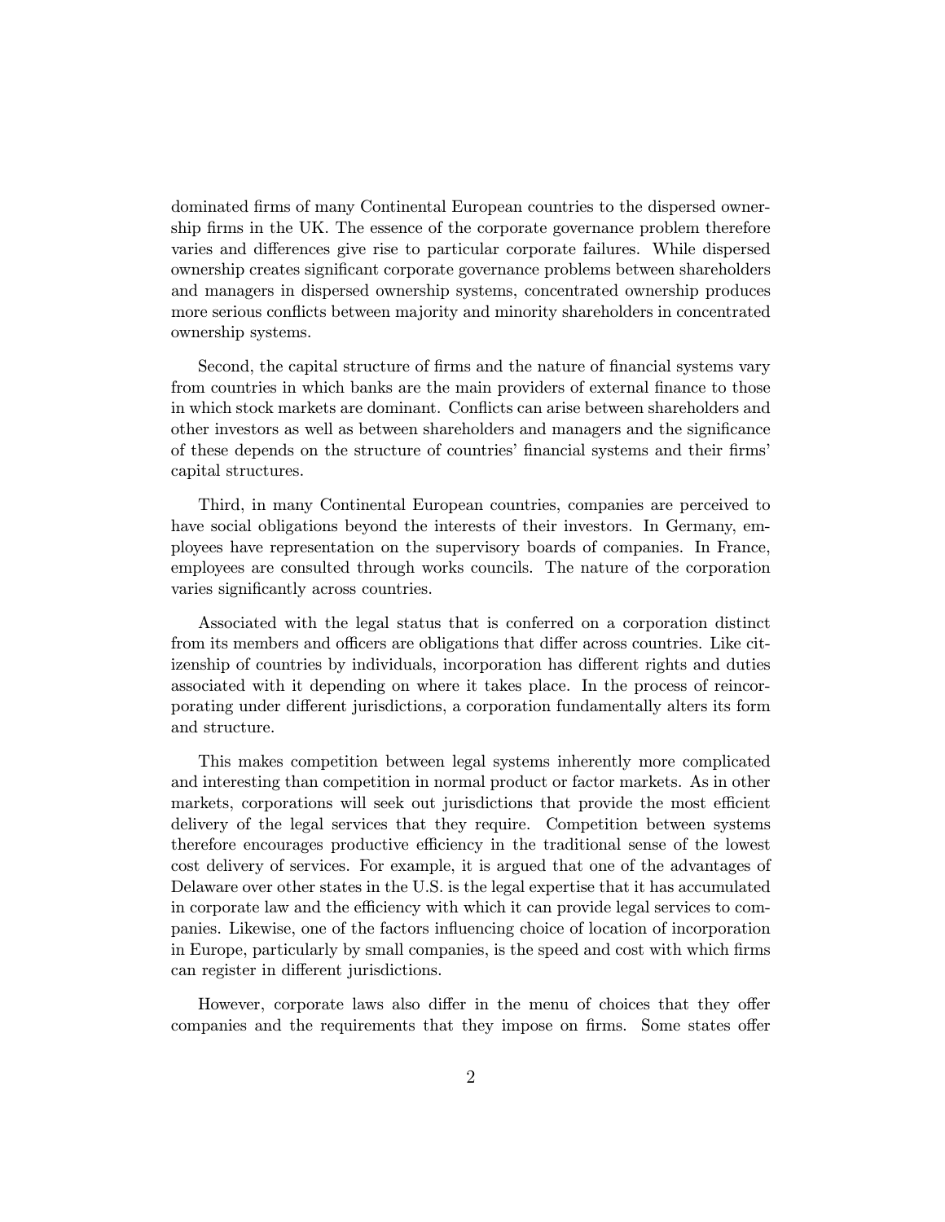dominated firms of many Continental European countries to the dispersed ownership firms in the UK. The essence of the corporate governance problem therefore varies and differences give rise to particular corporate failures. While dispersed ownership creates significant corporate governance problems between shareholders and managers in dispersed ownership systems, concentrated ownership produces more serious conflicts between majority and minority shareholders in concentrated ownership systems.

Second, the capital structure of firms and the nature of financial systems vary from countries in which banks are the main providers of external finance to those in which stock markets are dominant. Conflicts can arise between shareholders and other investors as well as between shareholders and managers and the significance of these depends on the structure of countries' financial systems and their firms' capital structures.

Third, in many Continental European countries, companies are perceived to have social obligations beyond the interests of their investors. In Germany, employees have representation on the supervisory boards of companies. In France, employees are consulted through works councils. The nature of the corporation varies significantly across countries.

Associated with the legal status that is conferred on a corporation distinct from its members and officers are obligations that differ across countries. Like citizenship of countries by individuals, incorporation has different rights and duties associated with it depending on where it takes place. In the process of reincorporating under different jurisdictions, a corporation fundamentally alters its form and structure.

This makes competition between legal systems inherently more complicated and interesting than competition in normal product or factor markets. As in other markets, corporations will seek out jurisdictions that provide the most efficient delivery of the legal services that they require. Competition between systems therefore encourages productive efficiency in the traditional sense of the lowest cost delivery of services. For example, it is argued that one of the advantages of Delaware over other states in the U.S. is the legal expertise that it has accumulated in corporate law and the efficiency with which it can provide legal services to companies. Likewise, one of the factors influencing choice of location of incorporation in Europe, particularly by small companies, is the speed and cost with which firms can register in different jurisdictions.

However, corporate laws also differ in the menu of choices that they offer companies and the requirements that they impose on firms. Some states offer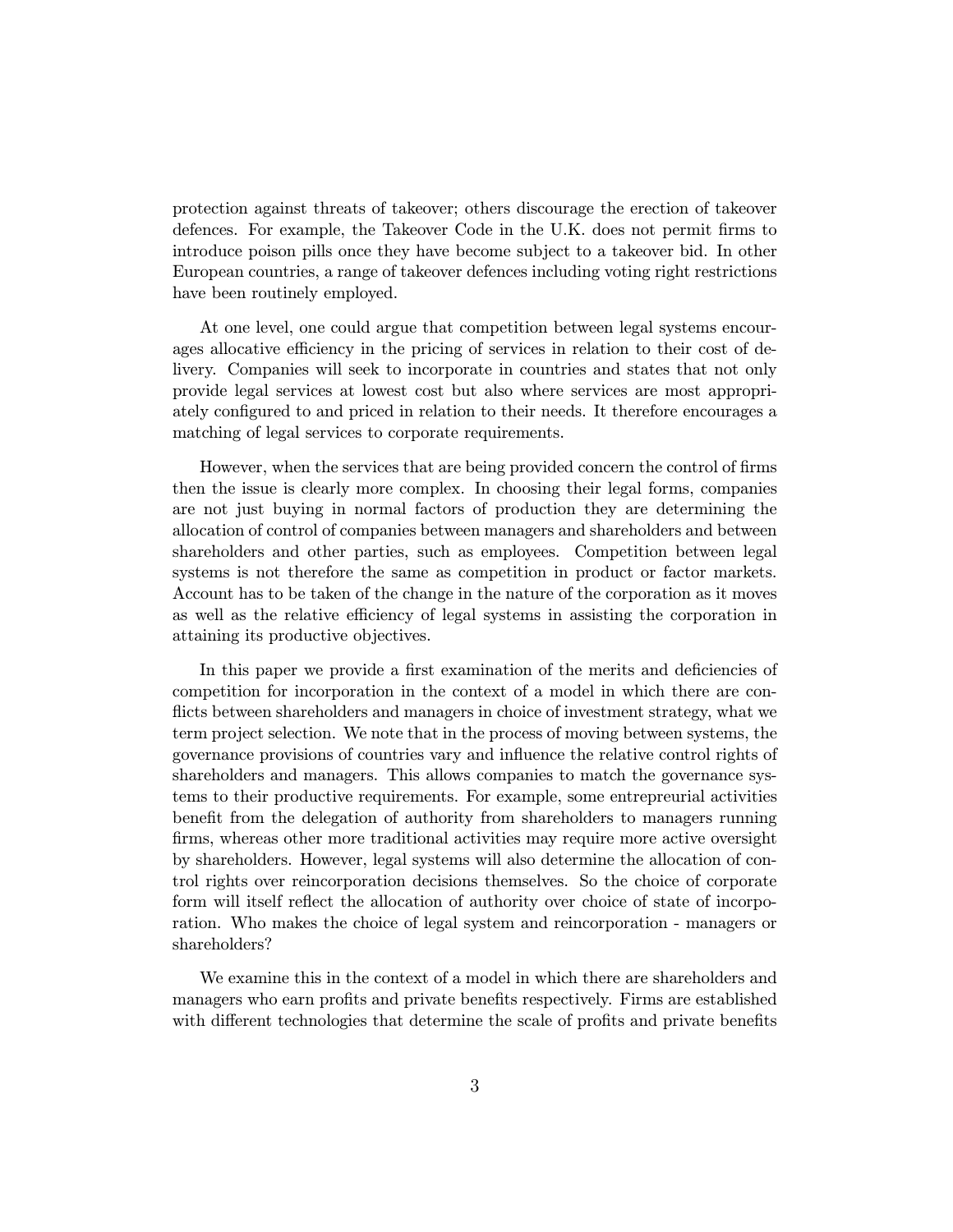protection against threats of takeover; others discourage the erection of takeover defences. For example, the Takeover Code in the U.K. does not permit firms to introduce poison pills once they have become subject to a takeover bid. In other European countries, a range of takeover defences including voting right restrictions have been routinely employed.

At one level, one could argue that competition between legal systems encourages allocative efficiency in the pricing of services in relation to their cost of delivery. Companies will seek to incorporate in countries and states that not only provide legal services at lowest cost but also where services are most appropriately configured to and priced in relation to their needs. It therefore encourages a matching of legal services to corporate requirements.

However, when the services that are being provided concern the control of firms then the issue is clearly more complex. In choosing their legal forms, companies are not just buying in normal factors of production they are determining the allocation of control of companies between managers and shareholders and between shareholders and other parties, such as employees. Competition between legal systems is not therefore the same as competition in product or factor markets. Account has to be taken of the change in the nature of the corporation as it moves as well as the relative efficiency of legal systems in assisting the corporation in attaining its productive objectives.

In this paper we provide a first examination of the merits and deficiencies of competition for incorporation in the context of a model in which there are conflicts between shareholders and managers in choice of investment strategy, what we term project selection. We note that in the process of moving between systems, the governance provisions of countries vary and influence the relative control rights of shareholders and managers. This allows companies to match the governance systems to their productive requirements. For example, some entrepreurial activities benefit from the delegation of authority from shareholders to managers running firms, whereas other more traditional activities may require more active oversight by shareholders. However, legal systems will also determine the allocation of control rights over reincorporation decisions themselves. So the choice of corporate form will itself reflect the allocation of authority over choice of state of incorporation. Who makes the choice of legal system and reincorporation - managers or shareholders?

We examine this in the context of a model in which there are shareholders and managers who earn profits and private benefits respectively. Firms are established with different technologies that determine the scale of profits and private benefits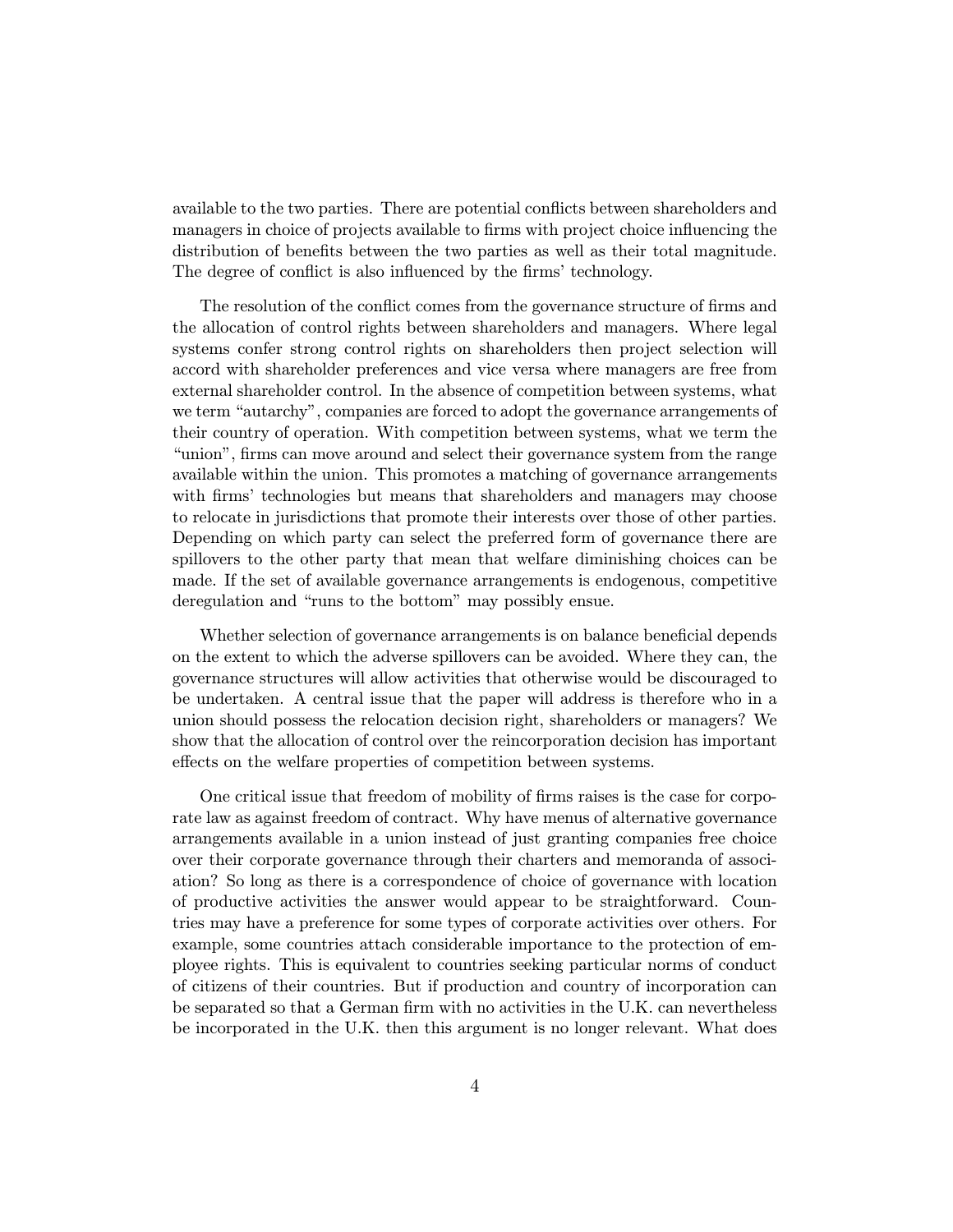available to the two parties. There are potential conflicts between shareholders and managers in choice of projects available to firms with project choice influencing the distribution of benefits between the two parties as well as their total magnitude. The degree of conflict is also influenced by the firms' technology.

The resolution of the conflict comes from the governance structure of firms and the allocation of control rights between shareholders and managers. Where legal systems confer strong control rights on shareholders then project selection will accord with shareholder preferences and vice versa where managers are free from external shareholder control. In the absence of competition between systems, what we term "autarchy", companies are forced to adopt the governance arrangements of their country of operation. With competition between systems, what we term the "union", firms can move around and select their governance system from the range available within the union. This promotes a matching of governance arrangements with firms' technologies but means that shareholders and managers may choose to relocate in jurisdictions that promote their interests over those of other parties. Depending on which party can select the preferred form of governance there are spillovers to the other party that mean that welfare diminishing choices can be made. If the set of available governance arrangements is endogenous, competitive deregulation and "runs to the bottom" may possibly ensue.

Whether selection of governance arrangements is on balance beneficial depends on the extent to which the adverse spillovers can be avoided. Where they can, the governance structures will allow activities that otherwise would be discouraged to be undertaken. A central issue that the paper will address is therefore who in a union should possess the relocation decision right, shareholders or managers? We show that the allocation of control over the reincorporation decision has important effects on the welfare properties of competition between systems.

One critical issue that freedom of mobility of firms raises is the case for corporate law as against freedom of contract. Why have menus of alternative governance arrangements available in a union instead of just granting companies free choice over their corporate governance through their charters and memoranda of association? So long as there is a correspondence of choice of governance with location of productive activities the answer would appear to be straightforward. Countries may have a preference for some types of corporate activities over others. For example, some countries attach considerable importance to the protection of employee rights. This is equivalent to countries seeking particular norms of conduct of citizens of their countries. But if production and country of incorporation can be separated so that a German firm with no activities in the U.K. can nevertheless be incorporated in the U.K. then this argument is no longer relevant. What does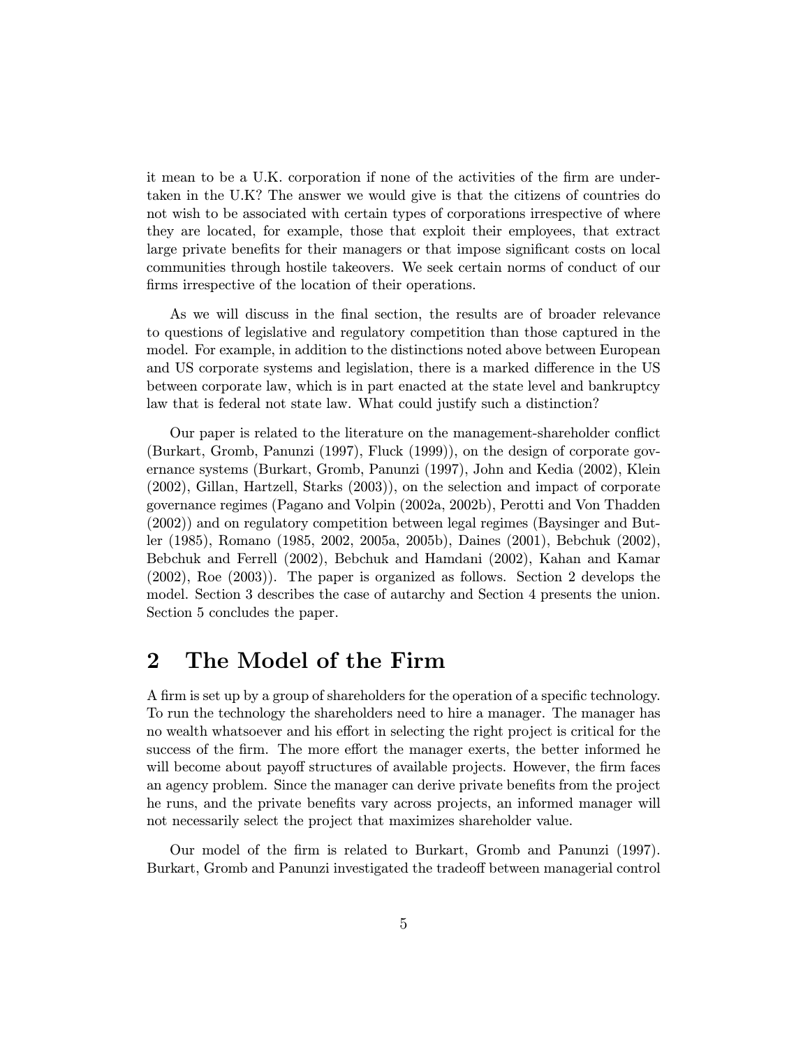it mean to be a U.K. corporation if none of the activities of the firm are undertaken in the U.K? The answer we would give is that the citizens of countries do not wish to be associated with certain types of corporations irrespective of where they are located, for example, those that exploit their employees, that extract large private benefits for their managers or that impose significant costs on local communities through hostile takeovers. We seek certain norms of conduct of our firms irrespective of the location of their operations.

As we will discuss in the final section, the results are of broader relevance to questions of legislative and regulatory competition than those captured in the model. For example, in addition to the distinctions noted above between European and US corporate systems and legislation, there is a marked difference in the US between corporate law, which is in part enacted at the state level and bankruptcy law that is federal not state law. What could justify such a distinction?

Our paper is related to the literature on the management-shareholder conflict (Burkart, Gromb, Panunzi (1997), Fluck (1999)), on the design of corporate governance systems (Burkart, Gromb, Panunzi (1997), John and Kedia (2002), Klein (2002), Gillan, Hartzell, Starks (2003)), on the selection and impact of corporate governance regimes (Pagano and Volpin (2002a, 2002b), Perotti and Von Thadden (2002)) and on regulatory competition between legal regimes (Baysinger and Butler (1985), Romano (1985, 2002, 2005a, 2005b), Daines (2001), Bebchuk (2002), Bebchuk and Ferrell (2002), Bebchuk and Hamdani (2002), Kahan and Kamar (2002), Roe (2003)). The paper is organized as follows. Section 2 develops the model. Section 3 describes the case of autarchy and Section 4 presents the union. Section 5 concludes the paper.

## 2 The Model of the Firm

A firm is set up by a group of shareholders for the operation of a specific technology. To run the technology the shareholders need to hire a manager. The manager has no wealth whatsoever and his effort in selecting the right project is critical for the success of the firm. The more effort the manager exerts, the better informed he will become about payoff structures of available projects. However, the firm faces an agency problem. Since the manager can derive private benefits from the project he runs, and the private benefits vary across projects, an informed manager will not necessarily select the project that maximizes shareholder value.

Our model of the firm is related to Burkart, Gromb and Panunzi (1997). Burkart, Gromb and Panunzi investigated the tradeoff between managerial control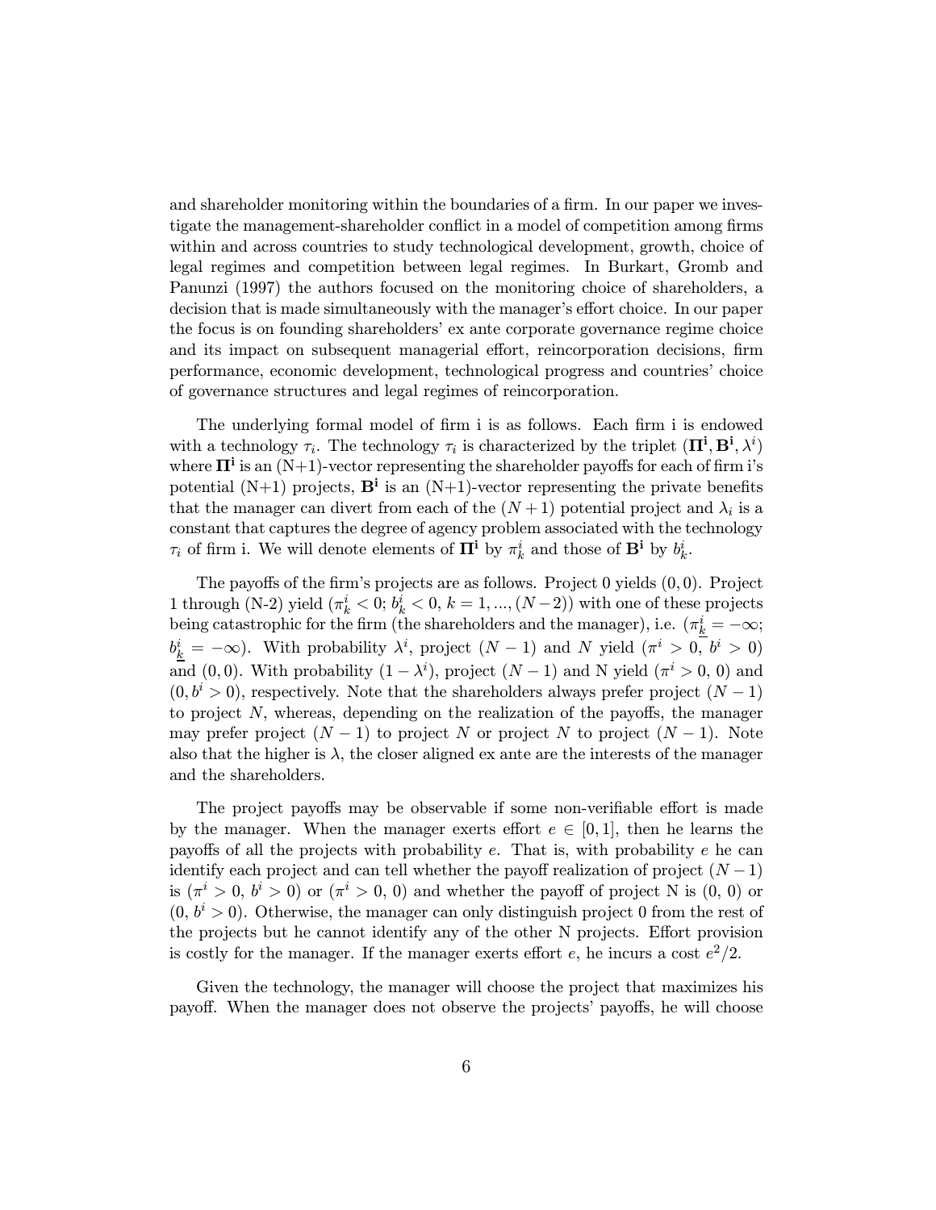and shareholder monitoring within the boundaries of a firm. In our paper we investigate the management-shareholder conflict in a model of competition among firms within and across countries to study technological development, growth, choice of legal regimes and competition between legal regimes. In Burkart, Gromb and Panunzi (1997) the authors focused on the monitoring choice of shareholders, a decision that is made simultaneously with the manager's effort choice. In our paper the focus is on founding shareholders' ex ante corporate governance regime choice and its impact on subsequent managerial effort, reincorporation decisions, firm performance, economic development, technological progress and countries' choice of governance structures and legal regimes of reincorporation.

The underlying formal model of firm i is as follows. Each firm i is endowed with a technology $\tau_i$. The technology $\tau_i$ is characterized by the triplet $(\mathbf{\Pi^i}, \mathbf{B^i}, \lambda^i)$ where $\mathbf{\Pi^i}$ is an (N+1)-vector representing the shareholder payoffs for each of firm i's potential (N+1) projects, $\mathbf{B^i}$ is an (N+1)-vector representing the private benefits that the manager can divert from each of the $(N+1)$ potential project and $\lambda_i$ is a constant that captures the degree of agency problem associated with the technology $\tau_i$ of firm i. We will denote elements of $\mathbf{\Pi^i}$ by $\pi_k^i$ and those of $\mathbf{B^i}$ by $b_k^i$.

The payoffs of the firm's projects are as follows. Project 0 yields $(0, 0)$. Project 1 through (N-2) yield $(\pi_k^i < 0; b_k^i < 0, k = 1, ..., (N-2))$ with one of these projects being catastrophic for the firm (the shareholders and the manager), i.e. $(\pi_{\underline{k}}^i = -\infty$; $b_{\underline{k}}^i = -\infty)$. With probability $\lambda^i$, project $(N-1)$ and $N$ yield $(\pi^i > 0, b^i > 0)$ and $(0, 0)$. With probability $(1 - \lambda^i)$, project $(N-1)$ and N yield $(\pi^i > 0, 0)$ and $(0, b^i > 0)$, respectively. Note that the shareholders always prefer project $(N-1)$ to project $N$, whereas, depending on the realization of the payoffs, the manager may prefer project $(N-1)$ to project $N$ or project $N$ to project $(N-1)$. Note also that the higher is $\lambda$, the closer aligned ex ante are the interests of the manager and the shareholders.

The project payoffs may be observable if some non-verifiable effort is made by the manager. When the manager exerts effort $e \in [0, 1]$, then he learns the payoffs of all the projects with probability $e$. That is, with probability $e$ he can identify each project and can tell whether the payoff realization of project $(N-1)$ is $(\pi^i > 0, b^i > 0)$ or $(\pi^i > 0, 0)$ and whether the payoff of project N is (0, 0) or $(0, b^i > 0)$. Otherwise, the manager can only distinguish project 0 from the rest of the projects but he cannot identify any of the other N projects. Effort provision is costly for the manager. If the manager exerts effort $e$, he incurs a cost $e^2/2$.

Given the technology, the manager will choose the project that maximizes his payoff. When the manager does not observe the projects' payoffs, he will choose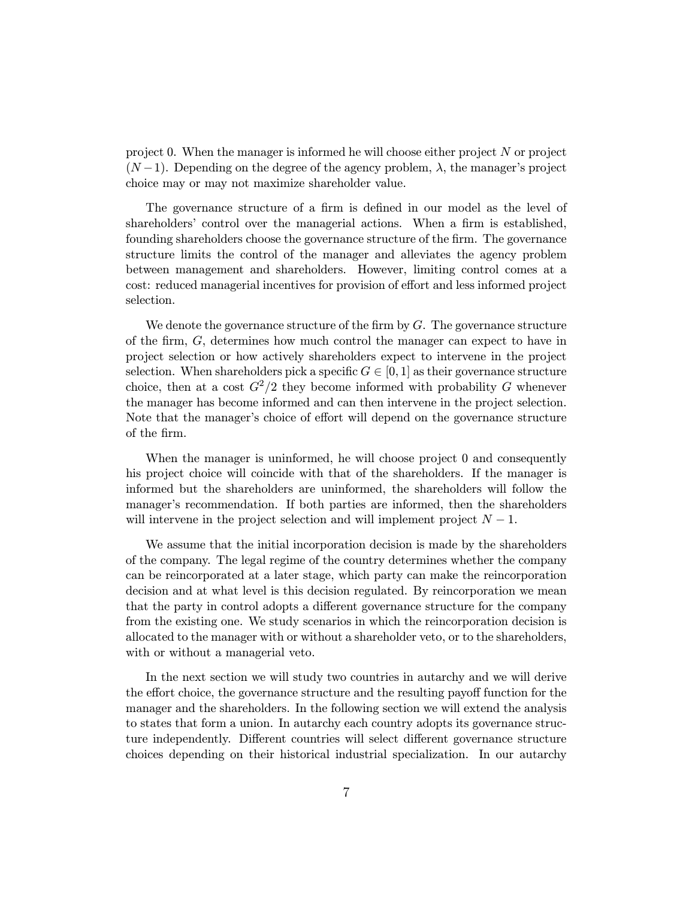project 0. When the manager is informed he will choose either project $N$ or project $(N-1)$. Depending on the degree of the agency problem, $\lambda$, the manager's project choice may or may not maximize shareholder value.

The governance structure of a firm is defined in our model as the level of shareholders' control over the managerial actions. When a firm is established, founding shareholders choose the governance structure of the firm. The governance structure limits the control of the manager and alleviates the agency problem between management and shareholders. However, limiting control comes at a cost: reduced managerial incentives for provision of effort and less informed project selection.

We denote the governance structure of the firm by $G$. The governance structure of the firm, $G$, determines how much control the manager can expect to have in project selection or how actively shareholders expect to intervene in the project selection. When shareholders pick a specific $G \in [0,1]$ as their governance structure choice, then at a cost $G^2/2$ they become informed with probability $G$ whenever the manager has become informed and can then intervene in the project selection. Note that the manager's choice of effort will depend on the governance structure of the firm.

When the manager is uninformed, he will choose project 0 and consequently his project choice will coincide with that of the shareholders. If the manager is informed but the shareholders are uninformed, the shareholders will follow the manager's recommendation. If both parties are informed, then the shareholders will intervene in the project selection and will implement project $N-1$.

We assume that the initial incorporation decision is made by the shareholders of the company. The legal regime of the country determines whether the company can be reincorporated at a later stage, which party can make the reincorporation decision and at what level is this decision regulated. By reincorporation we mean that the party in control adopts a different governance structure for the company from the existing one. We study scenarios in which the reincorporation decision is allocated to the manager with or without a shareholder veto, or to the shareholders, with or without a managerial veto.

In the next section we will study two countries in autarchy and we will derive the effort choice, the governance structure and the resulting payoff function for the manager and the shareholders. In the following section we will extend the analysis to states that form a union. In autarchy each country adopts its governance structure independently. Different countries will select different governance structure choices depending on their historical industrial specialization. In our autarchy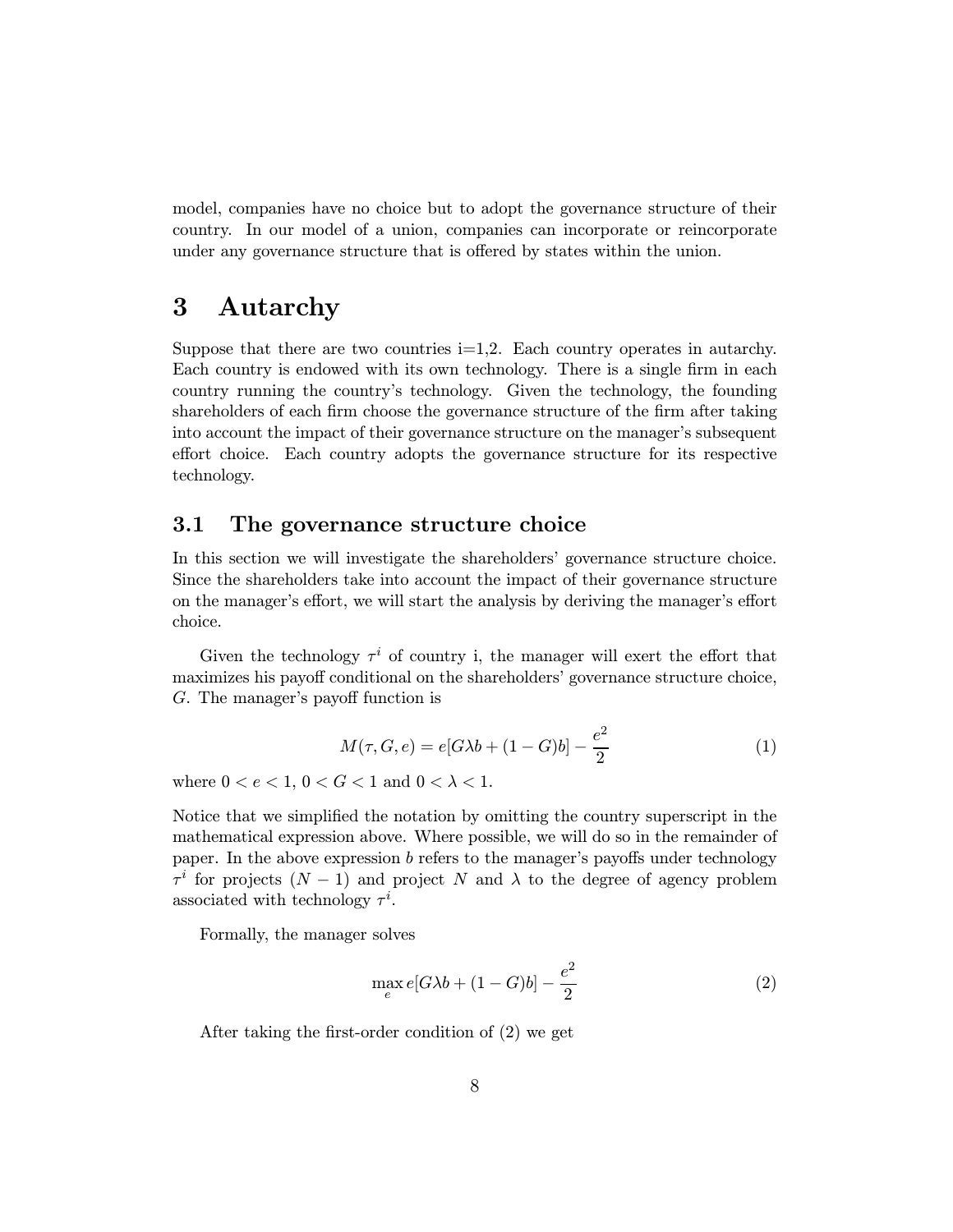model, companies have no choice but to adopt the governance structure of their country. In our model of a union, companies can incorporate or reincorporate under any governance structure that is offered by states within the union.

# 3 Autarchy

Suppose that there are two countries i=1,2. Each country operates in autarchy. Each country is endowed with its own technology. There is a single firm in each country running the country's technology. Given the technology, the founding shareholders of each firm choose the governance structure of the firm after taking into account the impact of their governance structure on the manager's subsequent effort choice. Each country adopts the governance structure for its respective technology.

## 3.1 The governance structure choice

In this section we will investigate the shareholders' governance structure choice. Since the shareholders take into account the impact of their governance structure on the manager's effort, we will start the analysis by deriving the manager's effort choice.

Given the technology $\tau^i$ of country i, the manager will exert the effort that maximizes his payoff conditional on the shareholders' governance structure choice, $G$. The manager's payoff function is

$$M(\tau, G, e) = e[G\lambda b + (1 - G)b] - \frac{e^2}{2} \tag{1}$$

where $0 < e < 1$, $0 < G < 1$ and $0 < \lambda < 1$.

Notice that we simplified the notation by omitting the country superscript in the mathematical expression above. Where possible, we will do so in the remainder of paper. In the above expression $b$ refers to the manager's payoffs under technology $\tau^i$ for projects $(N - 1)$ and project $N$ and $\lambda$ to the degree of agency problem associated with technology $\tau^i$.

Formally, the manager solves

$$\max_{e} e[G\lambda b + (1 - G)b] - \frac{e^2}{2} \tag{2}$$

After taking the first-order condition of (2) we get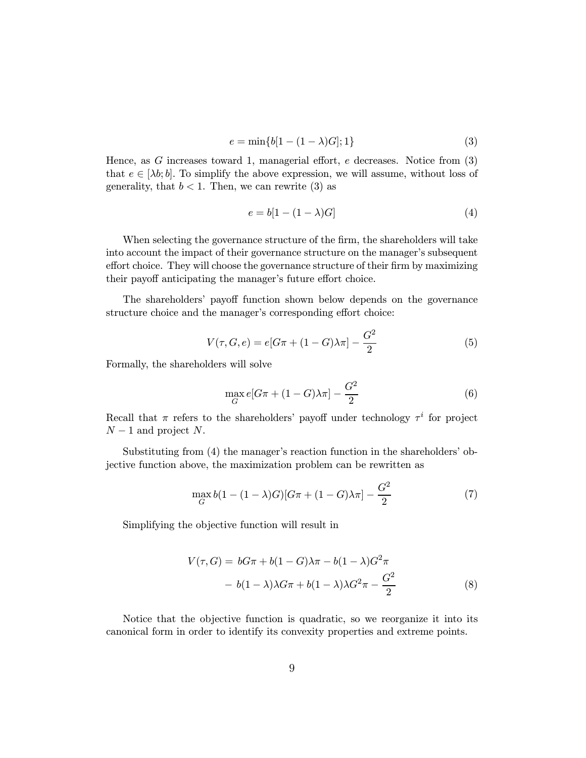$$e = \min\{b[1 - (1 - \lambda)G]; 1\} \tag{3}$$

Hence, as $G$ increases toward 1, managerial effort, $e$ decreases. Notice from (3) that $e \in [\lambda b; b]$. To simplify the above expression, we will assume, without loss of generality, that $b < 1$. Then, we can rewrite (3) as

$$e = b[1 - (1 - \lambda)G] \tag{4}$$

When selecting the governance structure of the firm, the shareholders will take into account the impact of their governance structure on the manager's subsequent effort choice. They will choose the governance structure of their firm by maximizing their payoff anticipating the manager's future effort choice.

The shareholders' payoff function shown below depends on the governance structure choice and the manager's corresponding effort choice:

$$V(\tau, G, e) = e[G\pi + (1 - G)\lambda\pi] - \frac{G^2}{2} \tag{5}$$

Formally, the shareholders will solve

$$\max_G e[G\pi + (1 - G)\lambda\pi] - \frac{G^2}{2} \tag{6}$$

Recall that $\pi$ refers to the shareholders' payoff under technology $\tau^i$ for project $N - 1$ and project $N$.

Substituting from (4) the manager's reaction function in the shareholders' objective function above, the maximization problem can be rewritten as

$$\max_G b(1 - (1 - \lambda)G)[G\pi + (1 - G)\lambda\pi] - \frac{G^2}{2} \tag{7}$$

Simplifying the objective function will result in

$$\begin{aligned} V(\tau, G) = \; & bG\pi + b(1 - G)\lambda\pi - b(1 - \lambda)G^2\pi \\ & - b(1 - \lambda)\lambda G\pi + b(1 - \lambda)\lambda G^2\pi - \frac{G^2}{2} \end{aligned} \tag{8}$$

Notice that the objective function is quadratic, so we reorganize it into its canonical form in order to identify its convexity properties and extreme points.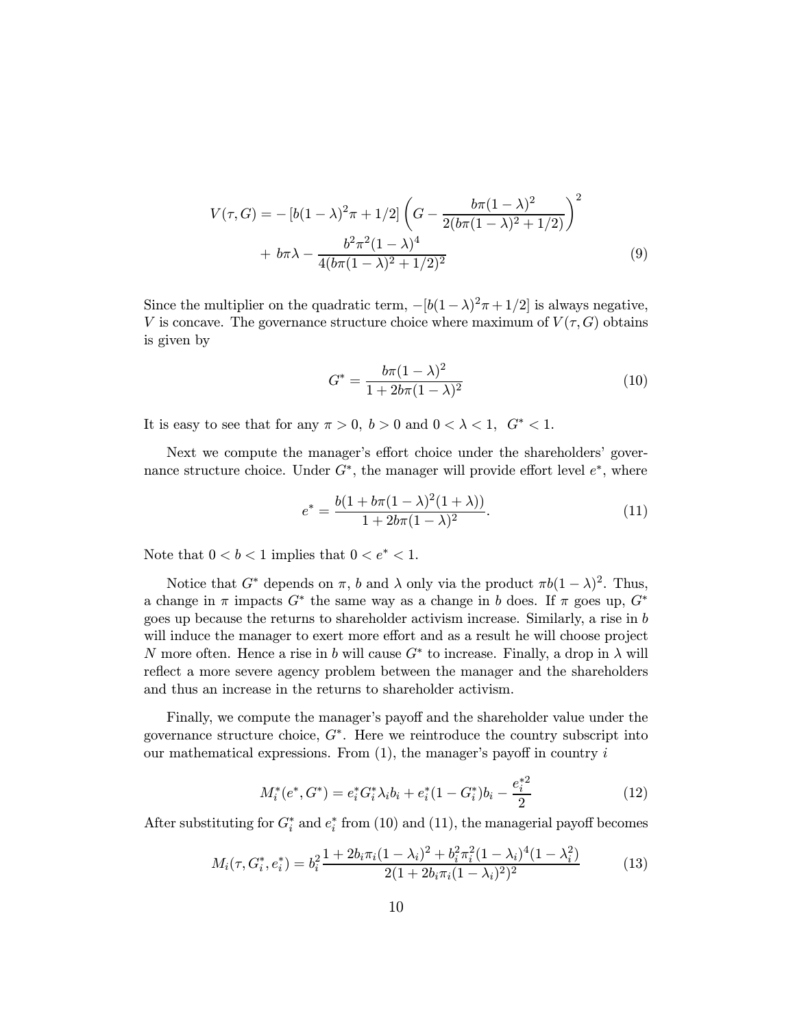$$V(\tau, G) = -\left[b(1-\lambda)^2\pi + 1/2\right]\left(G - \frac{b\pi(1-\lambda)^2}{2(b\pi(1-\lambda)^2 + 1/2)}\right)^2 + b\pi\lambda - \frac{b^2\pi^2(1-\lambda)^4}{4(b\pi(1-\lambda)^2+1/2)^2} \tag{9}$$

Since the multiplier on the quadratic term, $-[b(1-\lambda)^2\pi + 1/2]$ is always negative, $V$ is concave. The governance structure choice where maximum of $V(\tau, G)$ obtains is given by

$$G^* = \frac{b\pi(1-\lambda)^2}{1+2b\pi(1-\lambda)^2} \tag{10}$$

It is easy to see that for any $\pi > 0,\ b > 0$ and $0 < \lambda < 1,\ \ G^* < 1$.

Next we compute the manager's effort choice under the shareholders' governance structure choice. Under $G^*$, the manager will provide effort level $e^*$, where

$$e^* = \frac{b(1 + b\pi(1-\lambda)^2(1+\lambda))}{1+2b\pi(1-\lambda)^2}. \tag{11}$$

Note that $0 < b < 1$ implies that $0 < e^* < 1$.

Notice that $G^*$ depends on $\pi$, $b$ and $\lambda$ only via the product $\pi b(1-\lambda)^2$. Thus, a change in $\pi$ impacts $G^*$ the same way as a change in $b$ does. If $\pi$ goes up, $G^*$ goes up because the returns to shareholder activism increase. Similarly, a rise in $b$ will induce the manager to exert more effort and as a result he will choose project $N$ more often. Hence a rise in $b$ will cause $G^*$ to increase. Finally, a drop in $\lambda$ will reflect a more severe agency problem between the manager and the shareholders and thus an increase in the returns to shareholder activism.

Finally, we compute the manager's payoff and the shareholder value under the governance structure choice, $G^*$. Here we reintroduce the country subscript into our mathematical expressions. From (1), the manager's payoff in country $i$

$$M_i^*(e^*, G^*) = e_i^* G_i^* \lambda_i b_i + e_i^*(1-G_i^*)b_i - \frac{e_i^{*2}}{2} \tag{12}$$

After substituting for $G_i^*$ and $e_i^*$ from (10) and (11), the managerial payoff becomes

$$M_i(\tau, G_i^*, e_i^*) = b_i^2 \frac{1 + 2b_i\pi_i(1-\lambda_i)^2 + b_i^2\pi_i^2(1-\lambda_i)^4(1-\lambda_i^2)}{2(1+2b_i\pi_i(1-\lambda_i)^2)^2} \tag{13}$$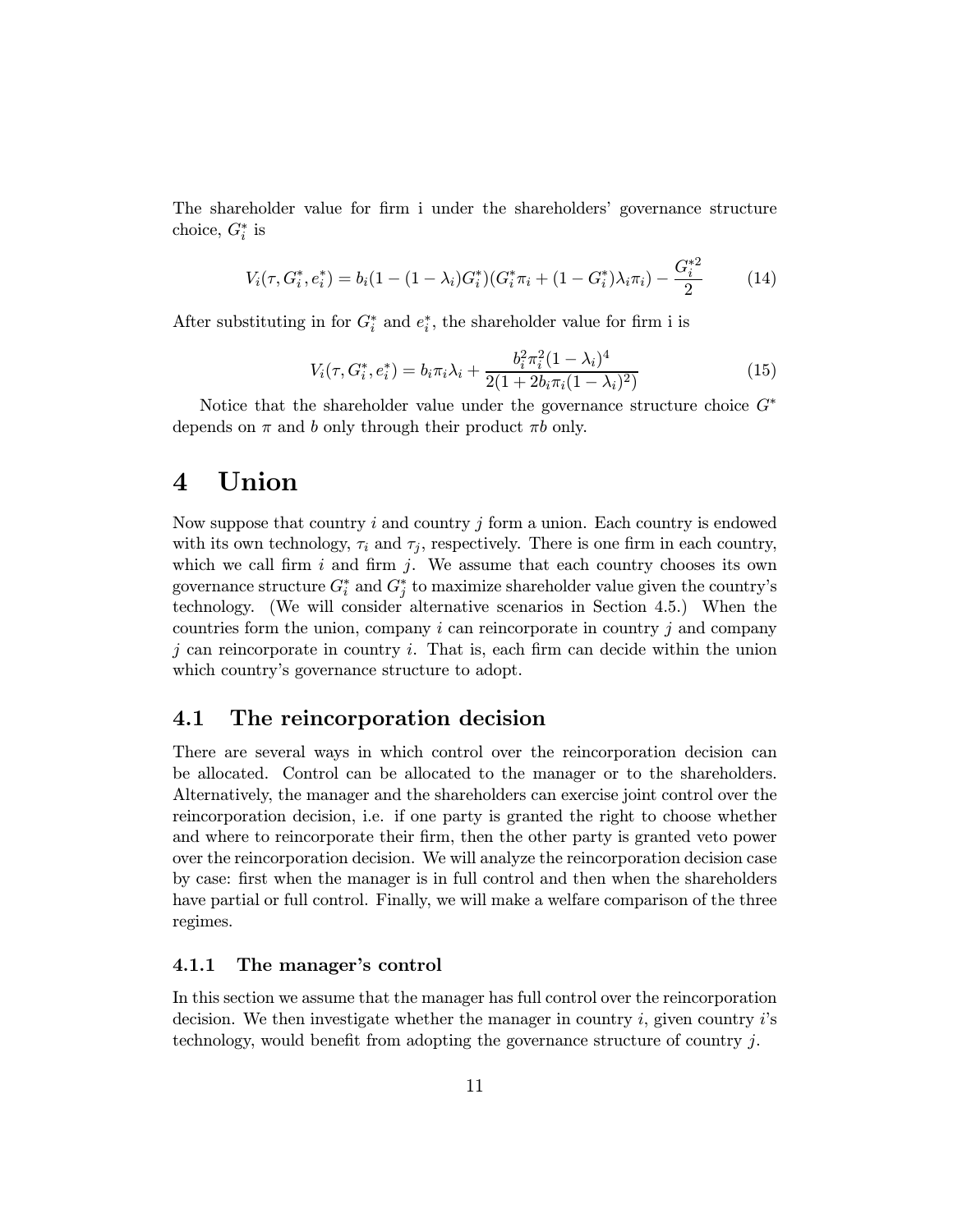The shareholder value for firm i under the shareholders' governance structure choice, $G_i^*$ is

$$V_i(\tau, G_i^*, e_i^*) = b_i(1 - (1 - \lambda_i)G_i^*)(G_i^*\pi_i + (1 - G_i^*)\lambda_i\pi_i) - \frac{G_i^{*2}}{2} \tag{14}$$

After substituting in for $G_i^*$ and $e_i^*$, the shareholder value for firm i is

$$V_i(\tau, G_i^*, e_i^*) = b_i\pi_i\lambda_i + \frac{b_i^2\pi_i^2(1 - \lambda_i)^4}{2(1 + 2b_i\pi_i(1 - \lambda_i)^2)} \tag{15}$$

Notice that the shareholder value under the governance structure choice $G^*$ depends on $\pi$ and $b$ only through their product $\pi b$ only.

# 4 Union

Now suppose that country $i$ and country $j$ form a union. Each country is endowed with its own technology, $\tau_i$ and $\tau_j$, respectively. There is one firm in each country, which we call firm $i$ and firm $j$. We assume that each country chooses its own governance structure $G_i^*$ and $G_j^*$ to maximize shareholder value given the country's technology. (We will consider alternative scenarios in Section 4.5.) When the countries form the union, company $i$ can reincorporate in country $j$ and company $j$ can reincorporate in country $i$. That is, each firm can decide within the union which country's governance structure to adopt.

## 4.1 The reincorporation decision

There are several ways in which control over the reincorporation decision can be allocated. Control can be allocated to the manager or to the shareholders. Alternatively, the manager and the shareholders can exercise joint control over the reincorporation decision, i.e. if one party is granted the right to choose whether and where to reincorporate their firm, then the other party is granted veto power over the reincorporation decision. We will analyze the reincorporation decision case by case: first when the manager is in full control and then when the shareholders have partial or full control. Finally, we will make a welfare comparison of the three regimes.

### 4.1.1 The manager's control

In this section we assume that the manager has full control over the reincorporation decision. We then investigate whether the manager in country $i$, given country $i$'s technology, would benefit from adopting the governance structure of country $j$.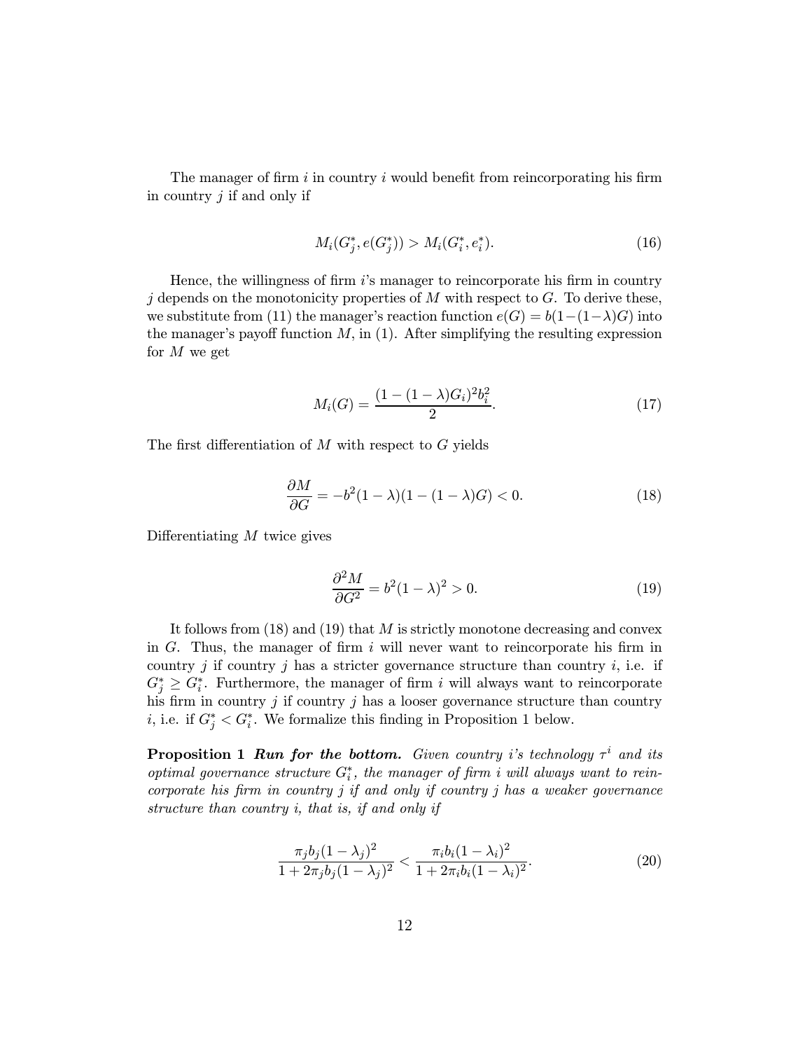The manager of firm $i$ in country $i$ would benefit from reincorporating his firm in country $j$ if and only if

$$M_i(G_j^*, e(G_j^*)) > M_i(G_i^*, e_i^*). \tag{16}$$

Hence, the willingness of firm $i$'s manager to reincorporate his firm in country $j$ depends on the monotonicity properties of $M$ with respect to $G$. To derive these, we substitute from (11) the manager's reaction function $e(G) = b(1-(1-\lambda)G)$ into the manager's payoff function $M$, in (1). After simplifying the resulting expression for $M$ we get

$$M_i(G) = \frac{(1-(1-\lambda)G_i)^2 b_i^2}{2}. \tag{17}$$

The first differentiation of $M$ with respect to $G$ yields

$$\frac{\partial M}{\partial G} = -b^2(1-\lambda)(1-(1-\lambda)G) < 0. \tag{18}$$

Differentiating $M$ twice gives

$$\frac{\partial^2 M}{\partial G^2} = b^2(1-\lambda)^2 > 0. \tag{19}$$

It follows from (18) and (19) that $M$ is strictly monotone decreasing and convex in $G$. Thus, the manager of firm $i$ will never want to reincorporate his firm in country $j$ if country $j$ has a stricter governance structure than country $i$, i.e. if $G_j^* \geq G_i^*$. Furthermore, the manager of firm $i$ will always want to reincorporate his firm in country $j$ if country $j$ has a looser governance structure than country $i$, i.e. if $G_j^* < G_i^*$. We formalize this finding in Proposition 1 below.

**Proposition 1** ***Run for the bottom.*** *Given country $i$'s technology $\tau^i$ and its optimal governance structure $G_i^*$, the manager of firm $i$ will always want to reincorporate his firm in country $j$ if and only if country $j$ has a weaker governance structure than country $i$, that is, if and only if*

$$\frac{\pi_j b_j (1-\lambda_j)^2}{1+2\pi_j b_j(1-\lambda_j)^2} < \frac{\pi_i b_i(1-\lambda_i)^2}{1+2\pi_i b_i(1-\lambda_i)^2}. \tag{20}$$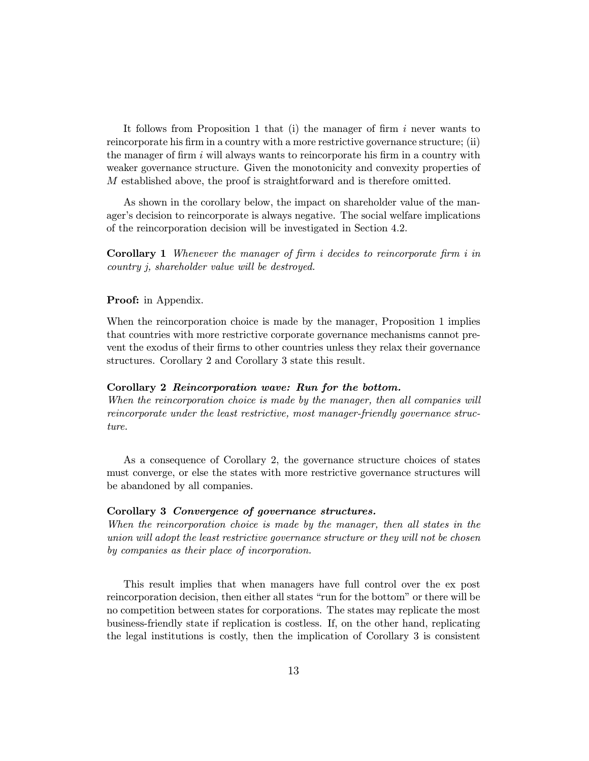It follows from Proposition 1 that (i) the manager of firm $i$ never wants to reincorporate his firm in a country with a more restrictive governance structure; (ii) the manager of firm $i$ will always wants to reincorporate his firm in a country with weaker governance structure. Given the monotonicity and convexity properties of $M$ established above, the proof is straightforward and is therefore omitted.

As shown in the corollary below, the impact on shareholder value of the manager's decision to reincorporate is always negative. The social welfare implications of the reincorporation decision will be investigated in Section 4.2.

**Corollary 1** *Whenever the manager of firm i decides to reincorporate firm i in country j, shareholder value will be destroyed.*

**Proof:** in Appendix.

When the reincorporation choice is made by the manager, Proposition 1 implies that countries with more restrictive corporate governance mechanisms cannot prevent the exodus of their firms to other countries unless they relax their governance structures. Corollary 2 and Corollary 3 state this result.

**Corollary 2** ***Reincorporation wave: Run for the bottom.***
*When the reincorporation choice is made by the manager, then all companies will reincorporate under the least restrictive, most manager-friendly governance structure.*

As a consequence of Corollary 2, the governance structure choices of states must converge, or else the states with more restrictive governance structures will be abandoned by all companies.

**Corollary 3** ***Convergence of governance structures.***
*When the reincorporation choice is made by the manager, then all states in the union will adopt the least restrictive governance structure or they will not be chosen by companies as their place of incorporation.*

This result implies that when managers have full control over the ex post reincorporation decision, then either all states "run for the bottom" or there will be no competition between states for corporations. The states may replicate the most business-friendly state if replication is costless. If, on the other hand, replicating the legal institutions is costly, then the implication of Corollary 3 is consistent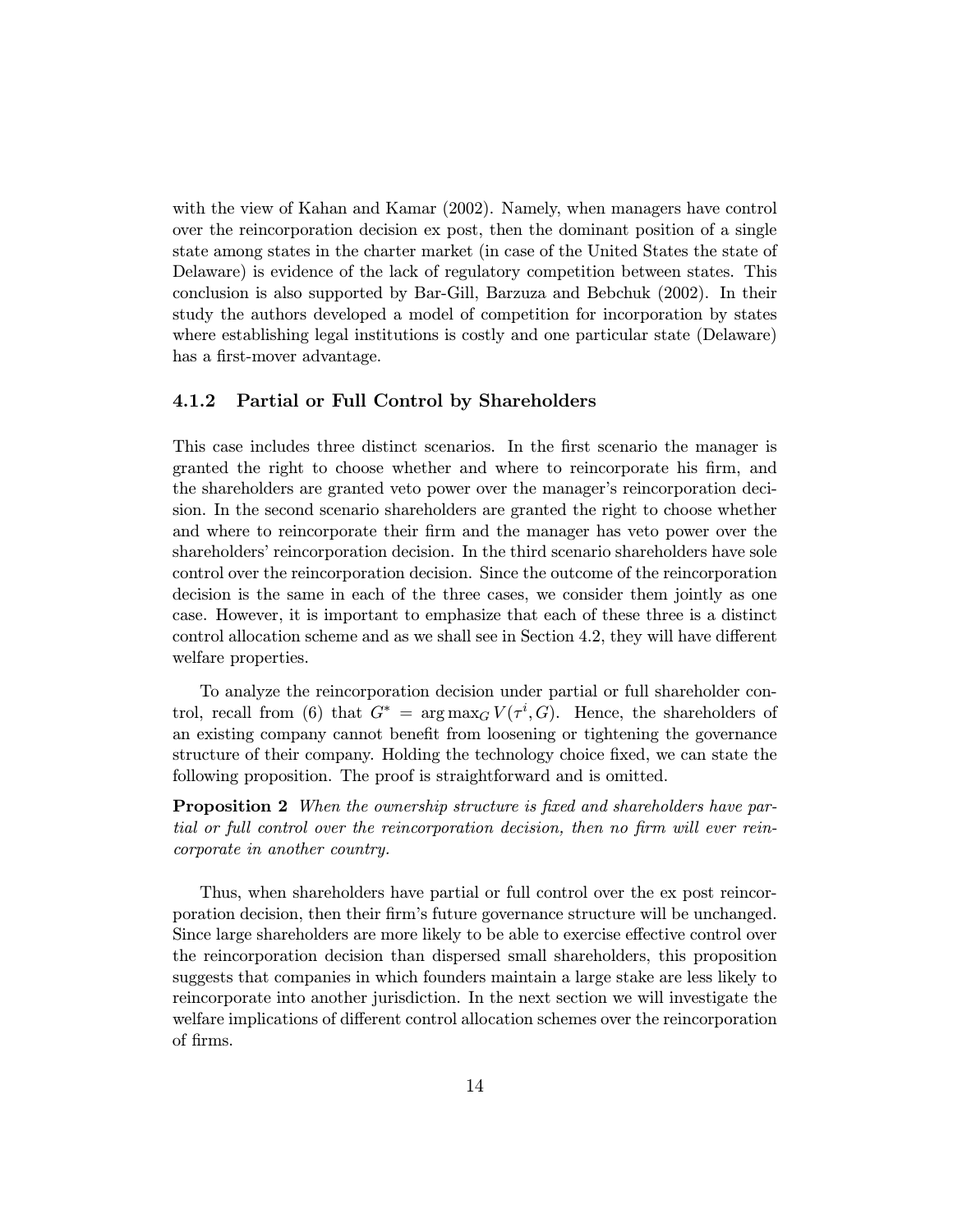with the view of Kahan and Kamar (2002). Namely, when managers have control over the reincorporation decision ex post, then the dominant position of a single state among states in the charter market (in case of the United States the state of Delaware) is evidence of the lack of regulatory competition between states. This conclusion is also supported by Bar-Gill, Barzuza and Bebchuk (2002). In their study the authors developed a model of competition for incorporation by states where establishing legal institutions is costly and one particular state (Delaware) has a first-mover advantage.

### 4.1.2 Partial or Full Control by Shareholders

This case includes three distinct scenarios. In the first scenario the manager is granted the right to choose whether and where to reincorporate his firm, and the shareholders are granted veto power over the manager's reincorporation decision. In the second scenario shareholders are granted the right to choose whether and where to reincorporate their firm and the manager has veto power over the shareholders' reincorporation decision. In the third scenario shareholders have sole control over the reincorporation decision. Since the outcome of the reincorporation decision is the same in each of the three cases, we consider them jointly as one case. However, it is important to emphasize that each of these three is a distinct control allocation scheme and as we shall see in Section 4.2, they will have different welfare properties.

To analyze the reincorporation decision under partial or full shareholder control, recall from (6) that $G^* = \arg\max_G V(\tau^i, G)$. Hence, the shareholders of an existing company cannot benefit from loosening or tightening the governance structure of their company. Holding the technology choice fixed, we can state the following proposition. The proof is straightforward and is omitted.

**Proposition 2** *When the ownership structure is fixed and shareholders have partial or full control over the reincorporation decision, then no firm will ever reincorporate in another country.*

Thus, when shareholders have partial or full control over the ex post reincorporation decision, then their firm's future governance structure will be unchanged. Since large shareholders are more likely to be able to exercise effective control over the reincorporation decision than dispersed small shareholders, this proposition suggests that companies in which founders maintain a large stake are less likely to reincorporate into another jurisdiction. In the next section we will investigate the welfare implications of different control allocation schemes over the reincorporation of firms.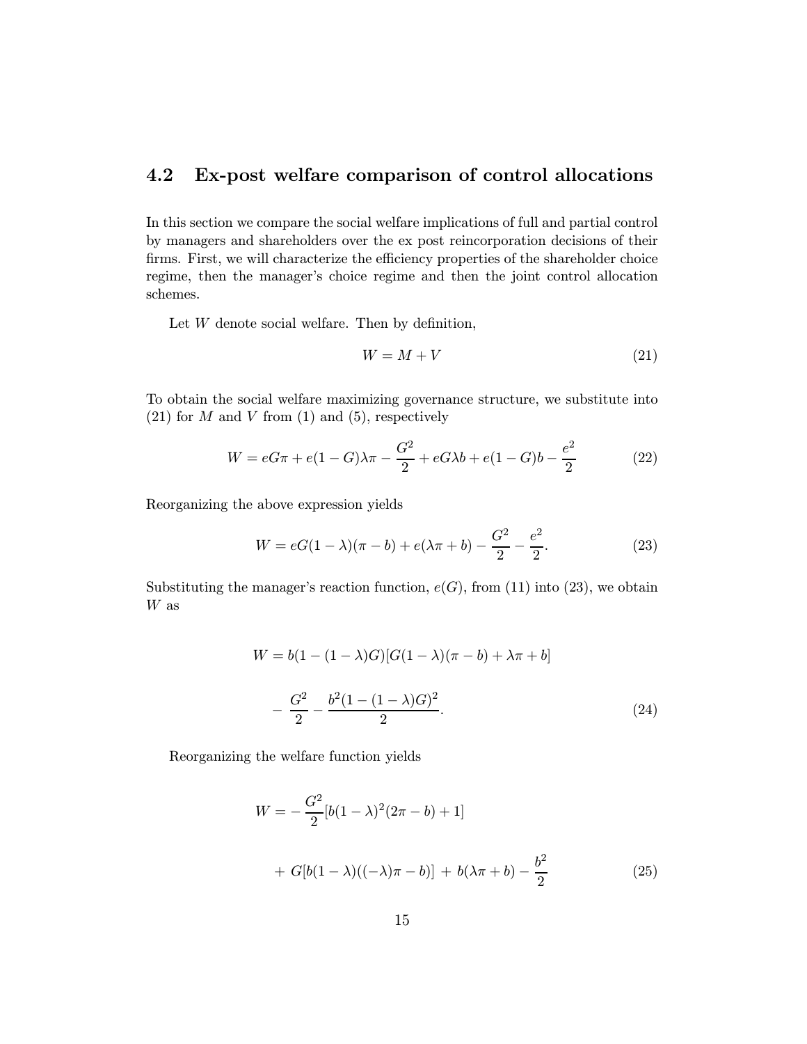## 4.2 Ex-post welfare comparison of control allocations

In this section we compare the social welfare implications of full and partial control by managers and shareholders over the ex post reincorporation decisions of their firms. First, we will characterize the efficiency properties of the shareholder choice regime, then the manager's choice regime and then the joint control allocation schemes.

Let $W$ denote social welfare. Then by definition,

$$W = M + V \tag{21}$$

To obtain the social welfare maximizing governance structure, we substitute into (21) for $M$ and $V$ from (1) and (5), respectively

$$W = eG\pi + e(1-G)\lambda\pi - \frac{G^2}{2} + eG\lambda b + e(1-G)b - \frac{e^2}{2} \tag{22}$$

Reorganizing the above expression yields

$$W = eG(1-\lambda)(\pi - b) + e(\lambda\pi + b) - \frac{G^2}{2} - \frac{e^2}{2}. \tag{23}$$

Substituting the manager's reaction function, $e(G)$, from (11) into (23), we obtain $W$ as

$$W = b(1-(1-\lambda)G)[G(1-\lambda)(\pi - b) + \lambda\pi + b]$$

$$- \frac{G^2}{2} - \frac{b^2(1-(1-\lambda)G)^2}{2}. \tag{24}$$

Reorganizing the welfare function yields

$$W = -\frac{G^2}{2}[b(1-\lambda)^2(2\pi - b) + 1]$$

$$+ G[b(1-\lambda)((-\lambda)\pi - b)] + b(\lambda\pi + b) - \frac{b^2}{2} \tag{25}$$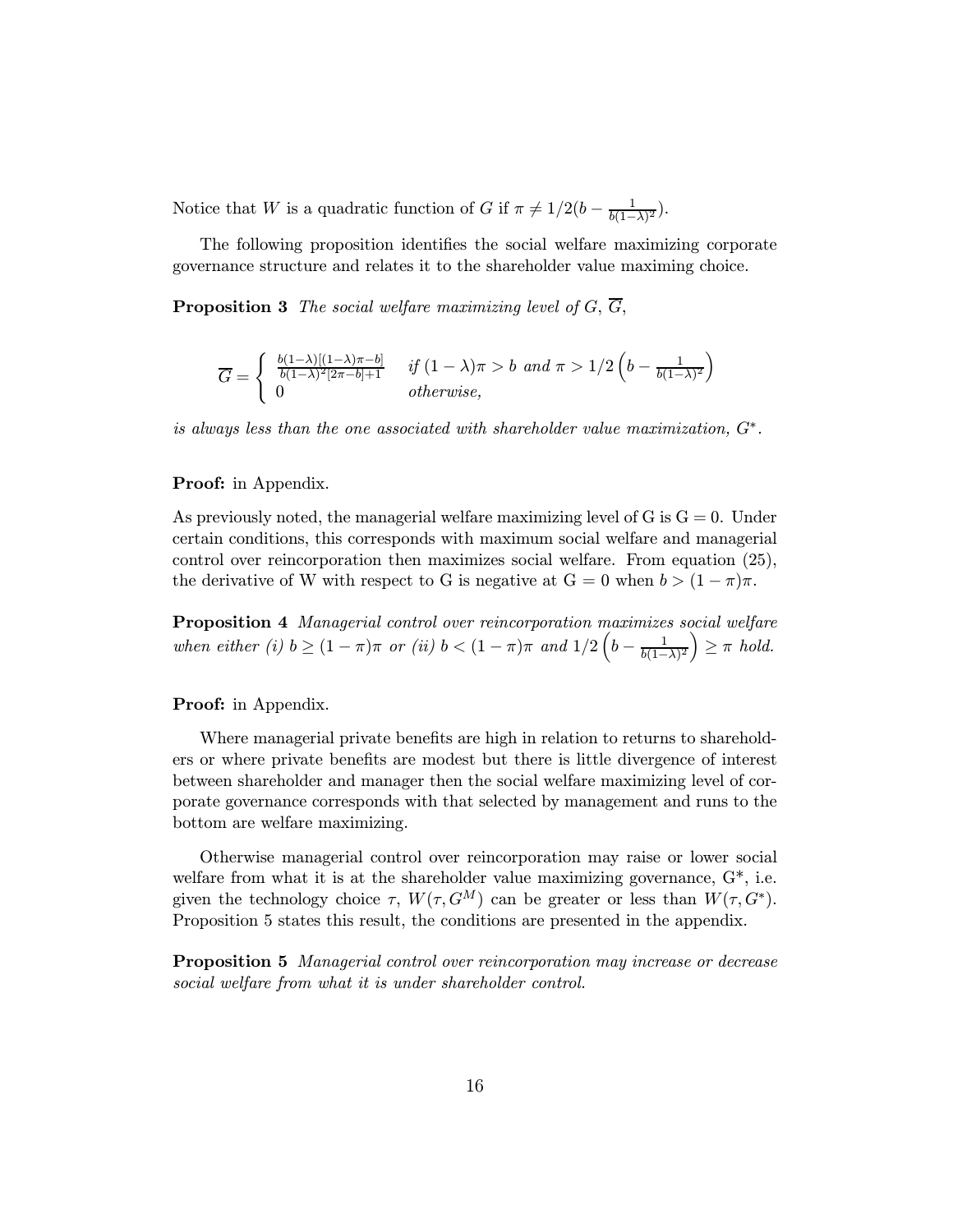Notice that $W$ is a quadratic function of $G$ if $\pi \neq 1/2(b - \frac{1}{b(1-\lambda)^2})$.

The following proposition identifies the social welfare maximizing corporate governance structure and relates it to the shareholder value maximing choice.

**Proposition 3** *The social welfare maximizing level of $G$, $\overline{G}$,*

$$\overline{G} = \begin{cases} \frac{b(1-\lambda)[(1-\lambda)\pi - b]}{b(1-\lambda)^2[2\pi - b]+1} & \text{if } (1-\lambda)\pi > b \text{ and } \pi > 1/2\left(b - \frac{1}{b(1-\lambda)^2}\right) \\ 0 & \text{otherwise,} \end{cases}$$

*is always less than the one associated with shareholder value maximization, $G^*$.*

**Proof:** in Appendix.

As previously noted, the managerial welfare maximizing level of G is G = 0. Under certain conditions, this corresponds with maximum social welfare and managerial control over reincorporation then maximizes social welfare. From equation (25), the derivative of W with respect to G is negative at G = 0 when $b > (1-\pi)\pi$.

**Proposition 4** *Managerial control over reincorporation maximizes social welfare when either (i) $b \geq (1-\pi)\pi$ or (ii) $b < (1-\pi)\pi$ and $1/2\left(b - \frac{1}{b(1-\lambda)^2}\right) \geq \pi$ hold.*

**Proof:** in Appendix.

Where managerial private benefits are high in relation to returns to shareholders or where private benefits are modest but there is little divergence of interest between shareholder and manager then the social welfare maximizing level of corporate governance corresponds with that selected by management and runs to the bottom are welfare maximizing.

Otherwise managerial control over reincorporation may raise or lower social welfare from what it is at the shareholder value maximizing governance, G\*, i.e. given the technology choice $\tau$, $W(\tau, G^M)$ can be greater or less than $W(\tau, G^*)$. Proposition 5 states this result, the conditions are presented in the appendix.

**Proposition 5** *Managerial control over reincorporation may increase or decrease social welfare from what it is under shareholder control.*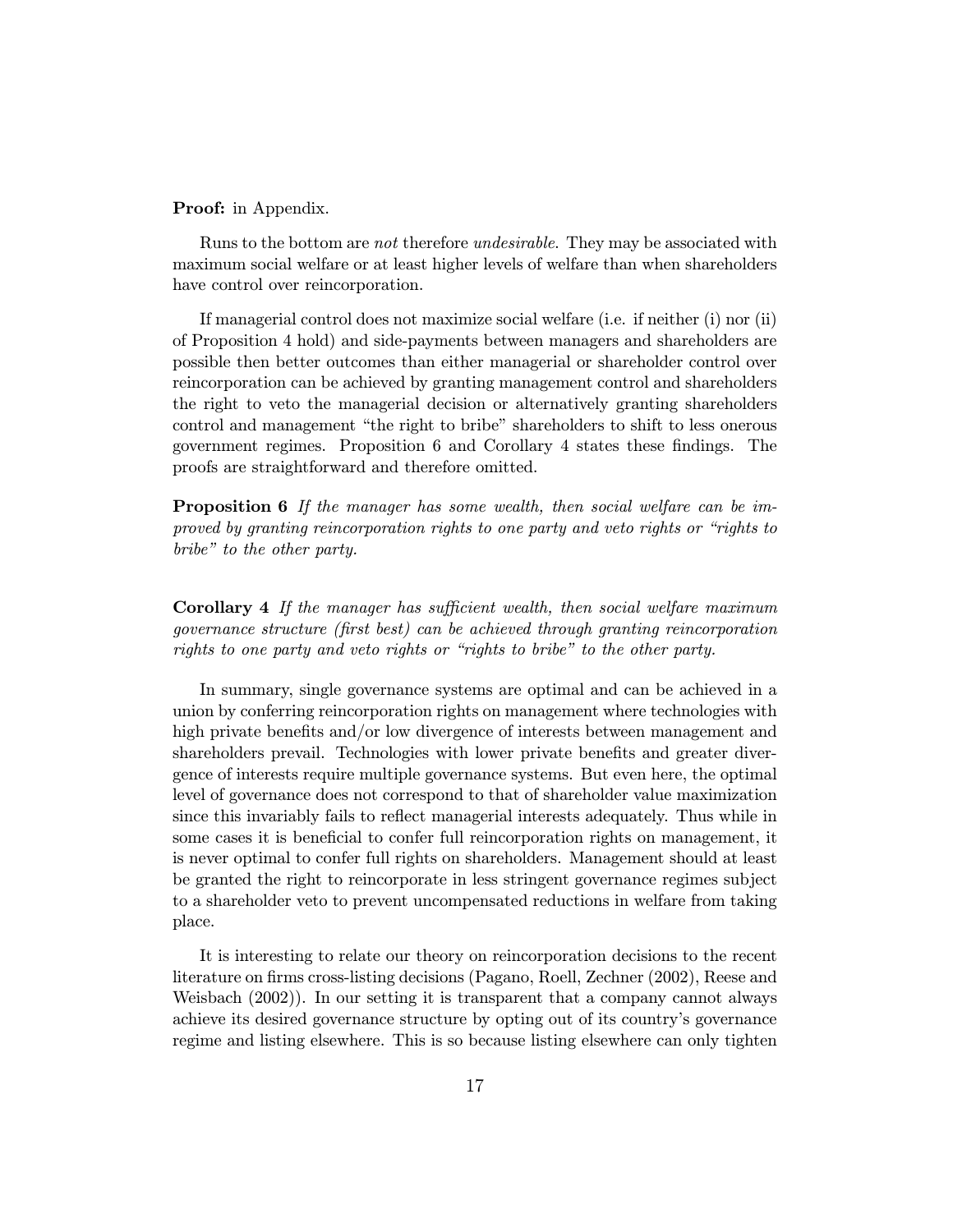**Proof:** in Appendix.

Runs to the bottom are *not* therefore *undesirable*. They may be associated with maximum social welfare or at least higher levels of welfare than when shareholders have control over reincorporation.

If managerial control does not maximize social welfare (i.e. if neither (i) nor (ii) of Proposition 4 hold) and side-payments between managers and shareholders are possible then better outcomes than either managerial or shareholder control over reincorporation can be achieved by granting management control and shareholders the right to veto the managerial decision or alternatively granting shareholders control and management "the right to bribe" shareholders to shift to less onerous government regimes. Proposition 6 and Corollary 4 states these findings. The proofs are straightforward and therefore omitted.

**Proposition 6** *If the manager has some wealth, then social welfare can be improved by granting reincorporation rights to one party and veto rights or "rights to bribe" to the other party.*

**Corollary 4** *If the manager has sufficient wealth, then social welfare maximum governance structure (first best) can be achieved through granting reincorporation rights to one party and veto rights or "rights to bribe" to the other party.*

In summary, single governance systems are optimal and can be achieved in a union by conferring reincorporation rights on management where technologies with high private benefits and/or low divergence of interests between management and shareholders prevail. Technologies with lower private benefits and greater divergence of interests require multiple governance systems. But even here, the optimal level of governance does not correspond to that of shareholder value maximization since this invariably fails to reflect managerial interests adequately. Thus while in some cases it is beneficial to confer full reincorporation rights on management, it is never optimal to confer full rights on shareholders. Management should at least be granted the right to reincorporate in less stringent governance regimes subject to a shareholder veto to prevent uncompensated reductions in welfare from taking place.

It is interesting to relate our theory on reincorporation decisions to the recent literature on firms cross-listing decisions (Pagano, Roell, Zechner (2002), Reese and Weisbach (2002)). In our setting it is transparent that a company cannot always achieve its desired governance structure by opting out of its country's governance regime and listing elsewhere. This is so because listing elsewhere can only tighten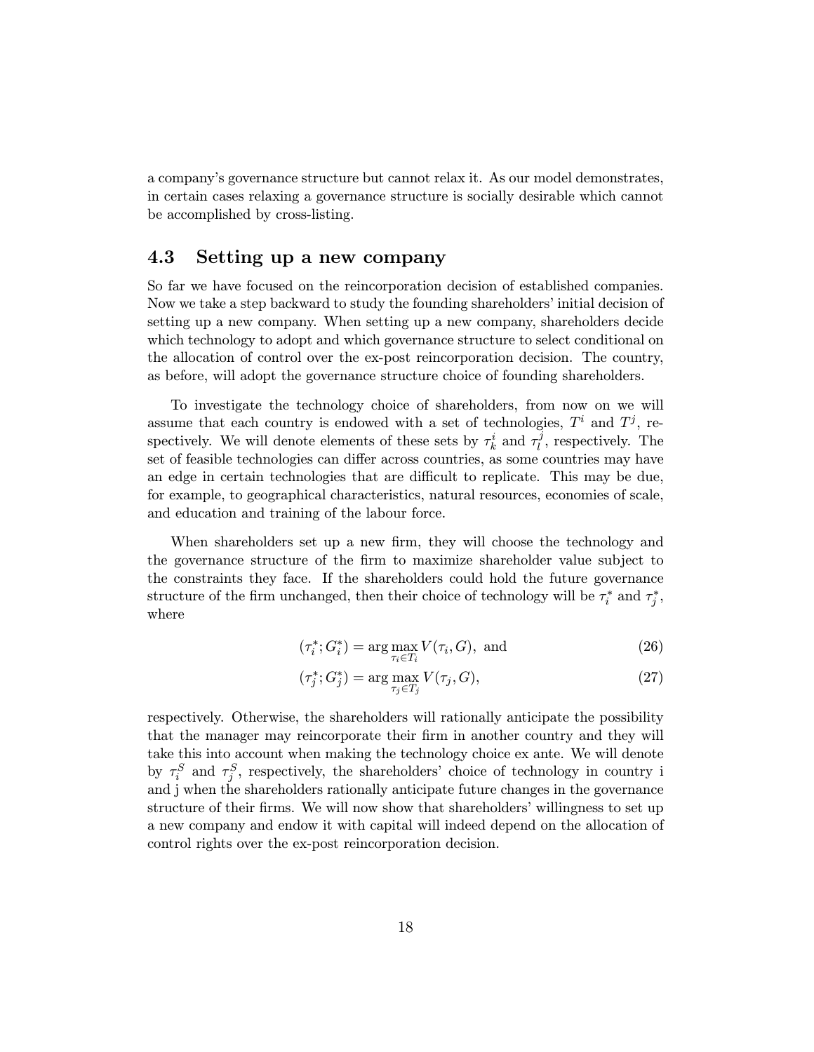a company's governance structure but cannot relax it. As our model demonstrates, in certain cases relaxing a governance structure is socially desirable which cannot be accomplished by cross-listing.

### 4.3 Setting up a new company

So far we have focused on the reincorporation decision of established companies. Now we take a step backward to study the founding shareholders' initial decision of setting up a new company. When setting up a new company, shareholders decide which technology to adopt and which governance structure to select conditional on the allocation of control over the ex-post reincorporation decision. The country, as before, will adopt the governance structure choice of founding shareholders.

To investigate the technology choice of shareholders, from now on we will assume that each country is endowed with a set of technologies, $T^i$ and $T^j$, respectively. We will denote elements of these sets by $\tau_k^i$ and $\tau_l^j$, respectively. The set of feasible technologies can differ across countries, as some countries may have an edge in certain technologies that are difficult to replicate. This may be due, for example, to geographical characteristics, natural resources, economies of scale, and education and training of the labour force.

When shareholders set up a new firm, they will choose the technology and the governance structure of the firm to maximize shareholder value subject to the constraints they face. If the shareholders could hold the future governance structure of the firm unchanged, then their choice of technology will be $\tau_i^*$ and $\tau_j^*$, where

$$(\tau_i^*; G_i^*) = \arg\max_{\tau_i \in T_i} V(\tau_i, G), \text{ and} \tag{26}$$

$$(\tau_j^*; G_j^*) = \arg\max_{\tau_j \in T_j} V(\tau_j, G), \tag{27}$$

respectively. Otherwise, the shareholders will rationally anticipate the possibility that the manager may reincorporate their firm in another country and they will take this into account when making the technology choice ex ante. We will denote by $\tau_i^S$ and $\tau_j^S$, respectively, the shareholders' choice of technology in country i and j when the shareholders rationally anticipate future changes in the governance structure of their firms. We will now show that shareholders' willingness to set up a new company and endow it with capital will indeed depend on the allocation of control rights over the ex-post reincorporation decision.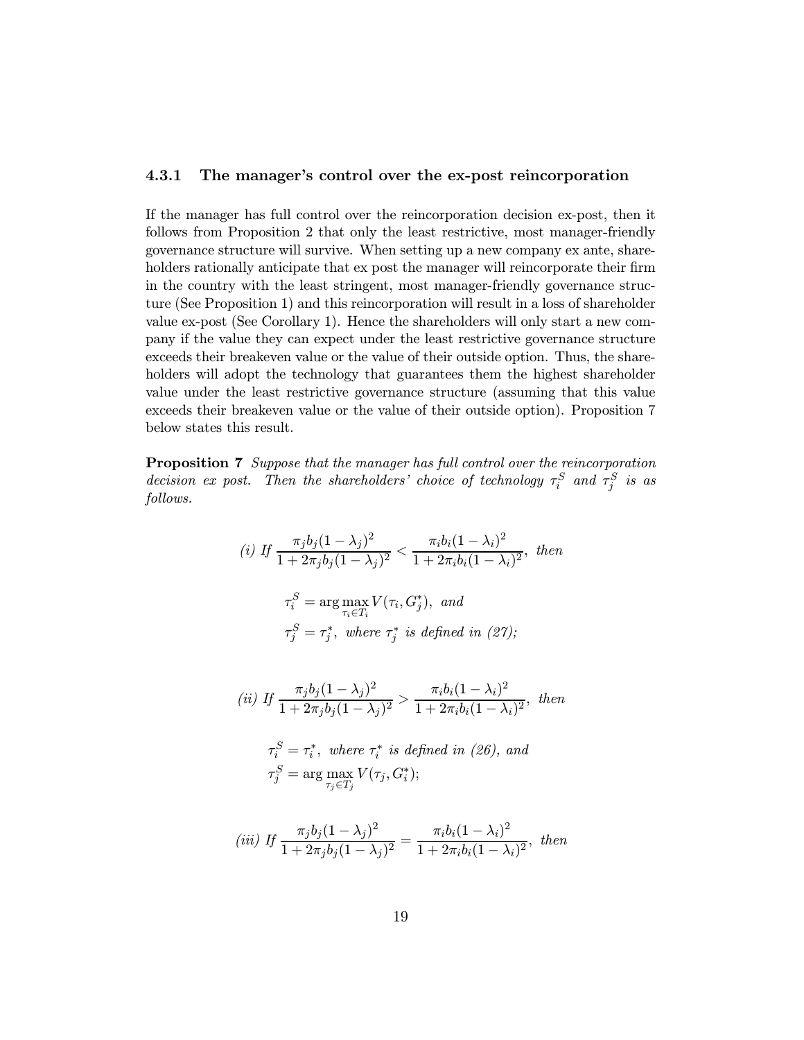### 4.3.1 The manager's control over the ex-post reincorporation

If the manager has full control over the reincorporation decision ex-post, then it follows from Proposition 2 that only the least restrictive, most manager-friendly governance structure will survive. When setting up a new company ex ante, shareholders rationally anticipate that ex post the manager will reincorporate their firm in the country with the least stringent, most manager-friendly governance structure (See Proposition 1) and this reincorporation will result in a loss of shareholder value ex-post (See Corollary 1). Hence the shareholders will only start a new company if the value they can expect under the least restrictive governance structure exceeds their breakeven value or the value of their outside option. Thus, the shareholders will adopt the technology that guarantees them the highest shareholder value under the least restrictive governance structure (assuming that this value exceeds their breakeven value or the value of their outside option). Proposition 7 below states this result.

**Proposition 7** *Suppose that the manager has full control over the reincorporation decision ex post. Then the shareholders' choice of technology $\tau_i^S$ and $\tau_j^S$ is as follows.*

*(i) If* $\dfrac{\pi_j b_j (1-\lambda_j)^2}{1+2\pi_j b_j (1-\lambda_j)^2} < \dfrac{\pi_i b_i (1-\lambda_i)^2}{1+2\pi_i b_i (1-\lambda_i)^2}$*, then*

$$\tau_i^S = \arg\max_{\tau_i \in T_i} V(\tau_i, G_j^*), \text{ and}$$

$$\tau_j^S = \tau_j^*, \text{ where } \tau_j^* \text{ is defined in (27);}$$

*(ii) If* $\dfrac{\pi_j b_j (1-\lambda_j)^2}{1+2\pi_j b_j (1-\lambda_j)^2} > \dfrac{\pi_i b_i (1-\lambda_i)^2}{1+2\pi_i b_i (1-\lambda_i)^2}$*, then*

$$\tau_i^S = \tau_i^*, \text{ where } \tau_i^* \text{ is defined in (26), and}$$

$$\tau_j^S = \arg\max_{\tau_j \in T_j} V(\tau_j, G_i^*);$$

*(iii) If* $\dfrac{\pi_j b_j (1-\lambda_j)^2}{1+2\pi_j b_j (1-\lambda_j)^2} = \dfrac{\pi_i b_i (1-\lambda_i)^2}{1+2\pi_i b_i (1-\lambda_i)^2}$*, then*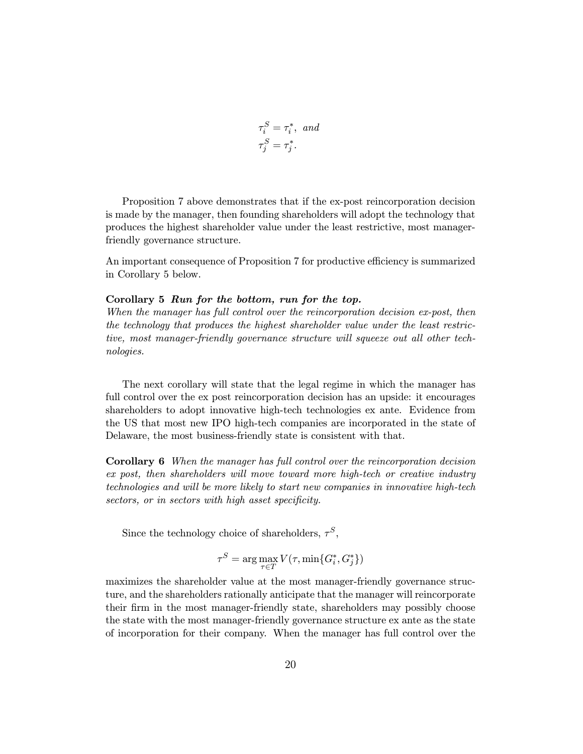$$\tau_i^S = \tau_i^*, \text{ and}$$
$$\tau_j^S = \tau_j^*.$$

Proposition 7 above demonstrates that if the ex-post reincorporation decision is made by the manager, then founding shareholders will adopt the technology that produces the highest shareholder value under the least restrictive, most manager-friendly governance structure.

An important consequence of Proposition 7 for productive efficiency is summarized in Corollary 5 below.

**Corollary 5** ***Run for the bottom, run for the top.***
*When the manager has full control over the reincorporation decision ex-post, then the technology that produces the highest shareholder value under the least restrictive, most manager-friendly governance structure will squeeze out all other technologies.*

The next corollary will state that the legal regime in which the manager has full control over the ex post reincorporation decision has an upside: it encourages shareholders to adopt innovative high-tech technologies ex ante. Evidence from the US that most new IPO high-tech companies are incorporated in the state of Delaware, the most business-friendly state is consistent with that.

**Corollary 6** *When the manager has full control over the reincorporation decision ex post, then shareholders will move toward more high-tech or creative industry technologies and will be more likely to start new companies in innovative high-tech sectors, or in sectors with high asset specificity.*

Since the technology choice of shareholders, $\tau^S$,

$$\tau^S = \arg\max_{\tau \in T} V(\tau, \min\{G_i^*, G_j^*\})$$

maximizes the shareholder value at the most manager-friendly governance structure, and the shareholders rationally anticipate that the manager will reincorporate their firm in the most manager-friendly state, shareholders may possibly choose the state with the most manager-friendly governance structure ex ante as the state of incorporation for their company. When the manager has full control over the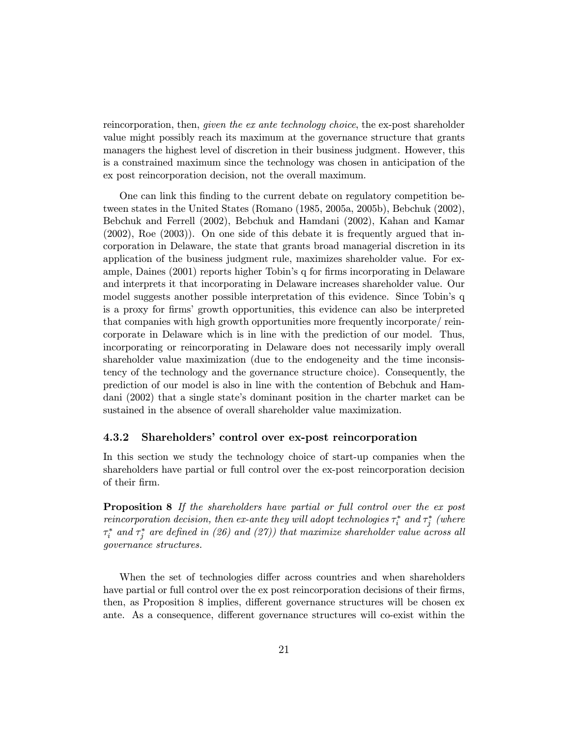reincorporation, then, *given the ex ante technology choice*, the ex-post shareholder value might possibly reach its maximum at the governance structure that grants managers the highest level of discretion in their business judgment. However, this is a constrained maximum since the technology was chosen in anticipation of the ex post reincorporation decision, not the overall maximum.

One can link this finding to the current debate on regulatory competition between states in the United States (Romano (1985, 2005a, 2005b), Bebchuk (2002), Bebchuk and Ferrell (2002), Bebchuk and Hamdani (2002), Kahan and Kamar (2002), Roe (2003)). On one side of this debate it is frequently argued that incorporation in Delaware, the state that grants broad managerial discretion in its application of the business judgment rule, maximizes shareholder value. For example, Daines (2001) reports higher Tobin's q for firms incorporating in Delaware and interprets it that incorporating in Delaware increases shareholder value. Our model suggests another possible interpretation of this evidence. Since Tobin's q is a proxy for firms' growth opportunities, this evidence can also be interpreted that companies with high growth opportunities more frequently incorporate/ reincorporate in Delaware which is in line with the prediction of our model. Thus, incorporating or reincorporating in Delaware does not necessarily imply overall shareholder value maximization (due to the endogeneity and the time inconsistency of the technology and the governance structure choice). Consequently, the prediction of our model is also in line with the contention of Bebchuk and Hamdani (2002) that a single state's dominant position in the charter market can be sustained in the absence of overall shareholder value maximization.

### 4.3.2 Shareholders' control over ex-post reincorporation

In this section we study the technology choice of start-up companies when the shareholders have partial or full control over the ex-post reincorporation decision of their firm.

**Proposition 8** *If the shareholders have partial or full control over the ex post reincorporation decision, then ex-ante they will adopt technologies $\tau_i^*$ and $\tau_j^*$ (where $\tau_i^*$ and $\tau_j^*$ are defined in (26) and (27)) that maximize shareholder value across all governance structures.*

When the set of technologies differ across countries and when shareholders have partial or full control over the ex post reincorporation decisions of their firms, then, as Proposition 8 implies, different governance structures will be chosen ex ante. As a consequence, different governance structures will co-exist within the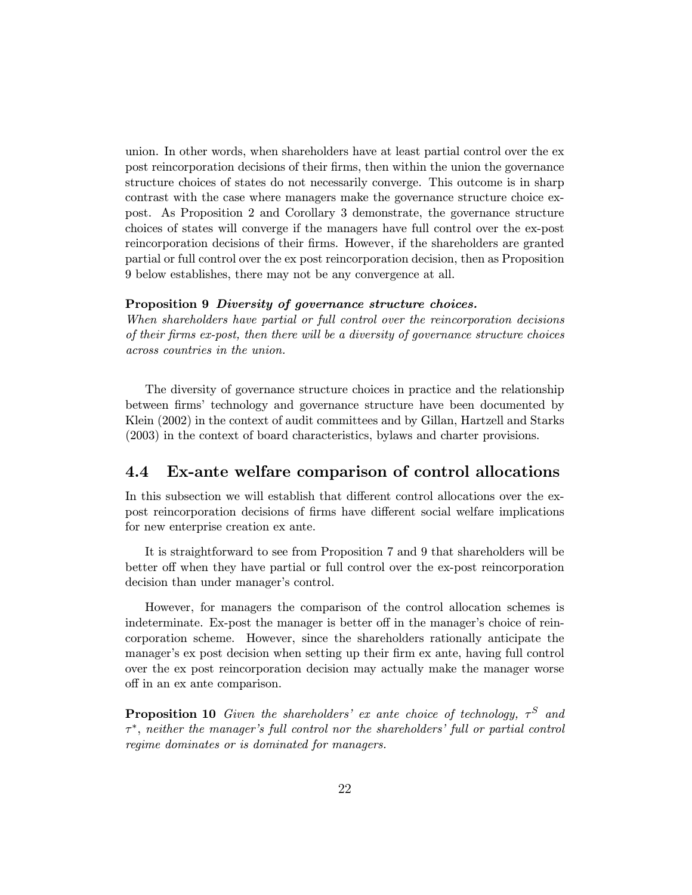union. In other words, when shareholders have at least partial control over the ex post reincorporation decisions of their firms, then within the union the governance structure choices of states do not necessarily converge. This outcome is in sharp contrast with the case where managers make the governance structure choice ex-post. As Proposition 2 and Corollary 3 demonstrate, the governance structure choices of states will converge if the managers have full control over the ex-post reincorporation decisions of their firms. However, if the shareholders are granted partial or full control over the ex post reincorporation decision, then as Proposition 9 below establishes, there may not be any convergence at all.

**Proposition 9** ***Diversity of governance structure choices.***
*When shareholders have partial or full control over the reincorporation decisions of their firms ex-post, then there will be a diversity of governance structure choices across countries in the union.*

The diversity of governance structure choices in practice and the relationship between firms' technology and governance structure have been documented by Klein (2002) in the context of audit committees and by Gillan, Hartzell and Starks (2003) in the context of board characteristics, bylaws and charter provisions.

## 4.4 Ex-ante welfare comparison of control allocations

In this subsection we will establish that different control allocations over the ex-post reincorporation decisions of firms have different social welfare implications for new enterprise creation ex ante.

It is straightforward to see from Proposition 7 and 9 that shareholders will be better off when they have partial or full control over the ex-post reincorporation decision than under manager's control.

However, for managers the comparison of the control allocation schemes is indeterminate. Ex-post the manager is better off in the manager's choice of reincorporation scheme. However, since the shareholders rationally anticipate the manager's ex post decision when setting up their firm ex ante, having full control over the ex post reincorporation decision may actually make the manager worse off in an ex ante comparison.

**Proposition 10** *Given the shareholders' ex ante choice of technology, $\tau^S$ and $\tau^*$, neither the manager's full control nor the shareholders' full or partial control regime dominates or is dominated for managers.*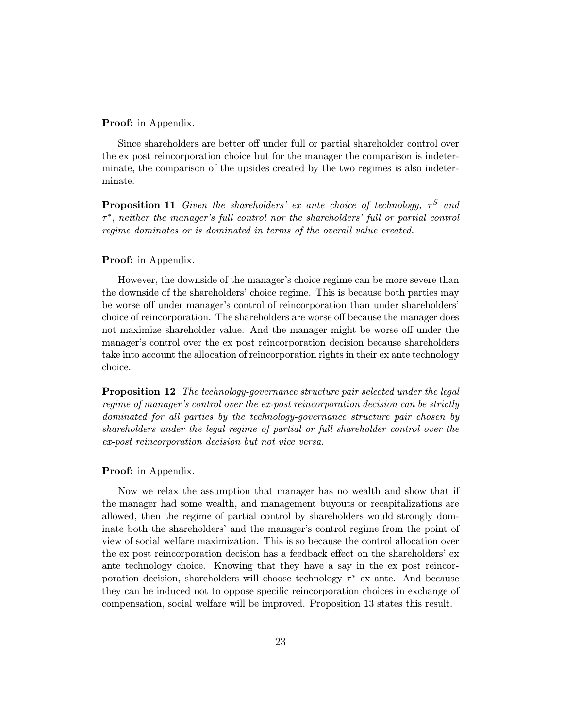**Proof:** in Appendix.

Since shareholders are better off under full or partial shareholder control over the ex post reincorporation choice but for the manager the comparison is indeterminate, the comparison of the upsides created by the two regimes is also indeterminate.

**Proposition 11** *Given the shareholders' ex ante choice of technology, $\tau^S$ and $\tau^*$, neither the manager's full control nor the shareholders' full or partial control regime dominates or is dominated in terms of the overall value created.*

**Proof:** in Appendix.

However, the downside of the manager's choice regime can be more severe than the downside of the shareholders' choice regime. This is because both parties may be worse off under manager's control of reincorporation than under shareholders' choice of reincorporation. The shareholders are worse off because the manager does not maximize shareholder value. And the manager might be worse off under the manager's control over the ex post reincorporation decision because shareholders take into account the allocation of reincorporation rights in their ex ante technology choice.

**Proposition 12** *The technology-governance structure pair selected under the legal regime of manager's control over the ex-post reincorporation decision can be strictly dominated for all parties by the technology-governance structure pair chosen by shareholders under the legal regime of partial or full shareholder control over the ex-post reincorporation decision but not vice versa.*

**Proof:** in Appendix.

Now we relax the assumption that manager has no wealth and show that if the manager had some wealth, and management buyouts or recapitalizations are allowed, then the regime of partial control by shareholders would strongly dominate both the shareholders' and the manager's control regime from the point of view of social welfare maximization. This is so because the control allocation over the ex post reincorporation decision has a feedback effect on the shareholders' ex ante technology choice. Knowing that they have a say in the ex post reincorporation decision, shareholders will choose technology $\tau^*$ ex ante. And because they can be induced not to oppose specific reincorporation choices in exchange of compensation, social welfare will be improved. Proposition 13 states this result.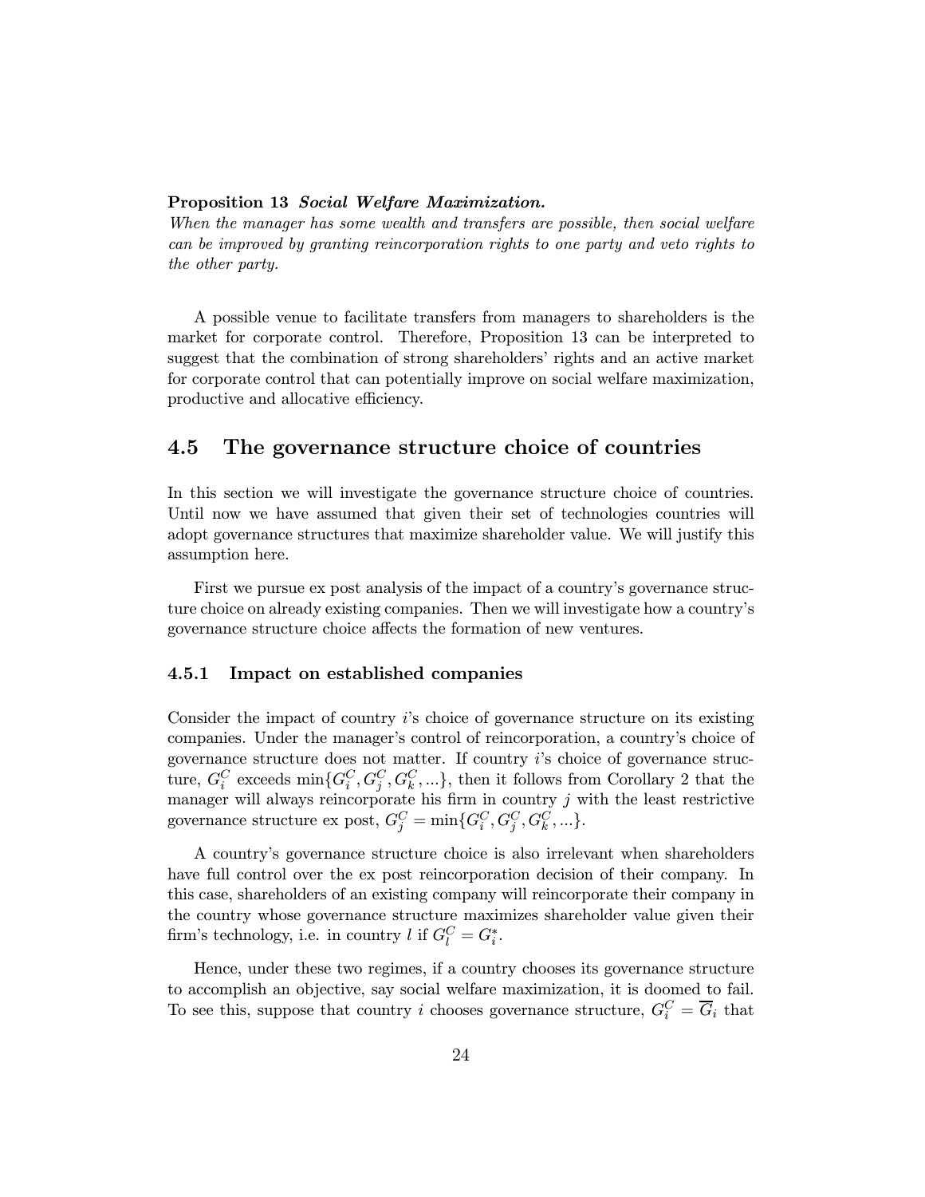**Proposition 13** ***Social Welfare Maximization.***
*When the manager has some wealth and transfers are possible, then social welfare can be improved by granting reincorporation rights to one party and veto rights to the other party.*

A possible venue to facilitate transfers from managers to shareholders is the market for corporate control. Therefore, Proposition 13 can be interpreted to suggest that the combination of strong shareholders' rights and an active market for corporate control that can potentially improve on social welfare maximization, productive and allocative efficiency.

## 4.5 The governance structure choice of countries

In this section we will investigate the governance structure choice of countries. Until now we have assumed that given their set of technologies countries will adopt governance structures that maximize shareholder value. We will justify this assumption here.

First we pursue ex post analysis of the impact of a country's governance structure choice on already existing companies. Then we will investigate how a country's governance structure choice affects the formation of new ventures.

### 4.5.1 Impact on established companies

Consider the impact of country $i$'s choice of governance structure on its existing companies. Under the manager's control of reincorporation, a country's choice of governance structure does not matter. If country $i$'s choice of governance structure, $G_i^C$ exceeds $\min\{G_i^C, G_j^C, G_k^C, ...\}$, then it follows from Corollary 2 that the manager will always reincorporate his firm in country $j$ with the least restrictive governance structure ex post, $G_j^C = \min\{G_i^C, G_j^C, G_k^C, ...\}$.

A country's governance structure choice is also irrelevant when shareholders have full control over the ex post reincorporation decision of their company. In this case, shareholders of an existing company will reincorporate their company in the country whose governance structure maximizes shareholder value given their firm's technology, i.e. in country $l$ if $G_l^C = G_i^*$.

Hence, under these two regimes, if a country chooses its governance structure to accomplish an objective, say social welfare maximization, it is doomed to fail. To see this, suppose that country $i$ chooses governance structure, $G_i^C = \overline{G}_i$ that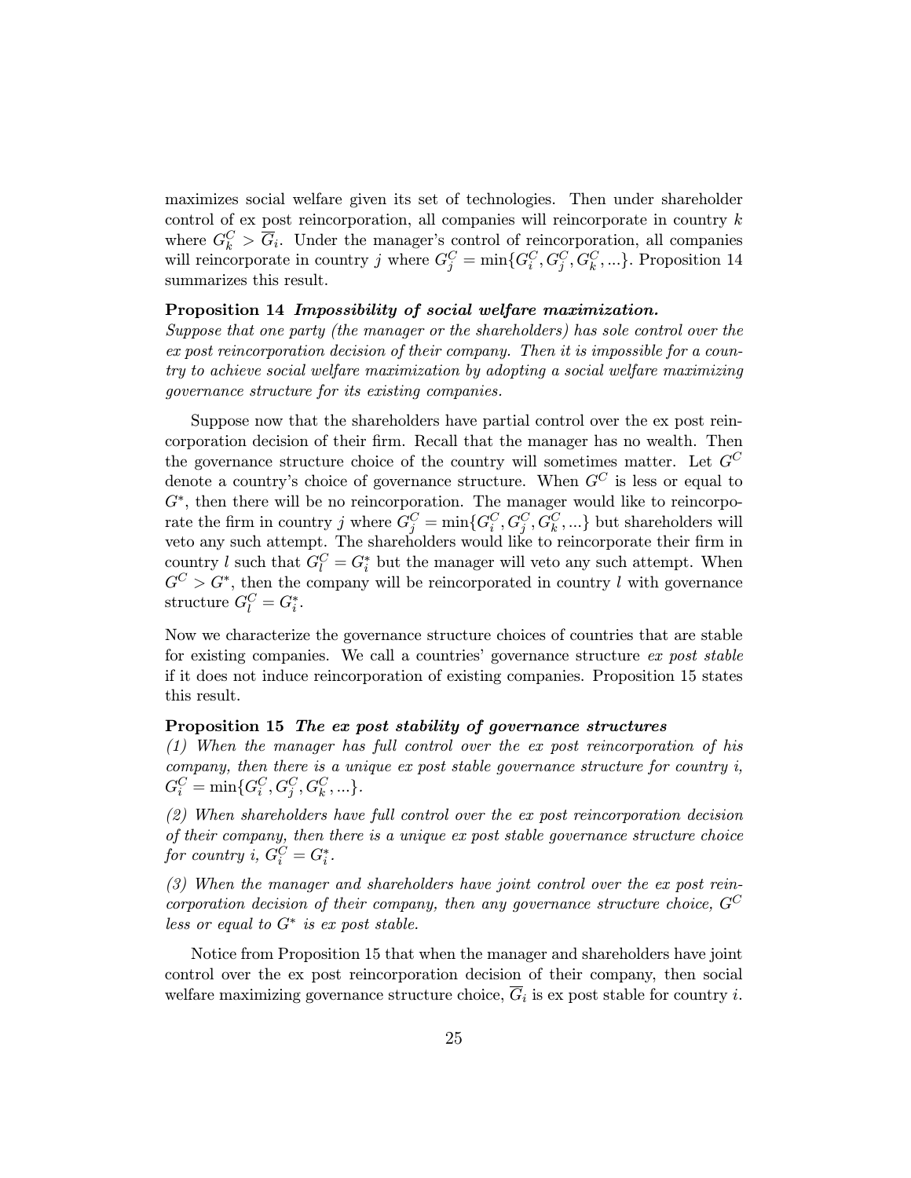maximizes social welfare given its set of technologies. Then under shareholder control of ex post reincorporation, all companies will reincorporate in country $k$ where $G_k^C > \overline{G}_i$. Under the manager's control of reincorporation, all companies will reincorporate in country $j$ where $G_j^C = \min\{G_i^C, G_j^C, G_k^C, ...\}$. Proposition 14 summarizes this result.

**Proposition 14** ***Impossibility of social welfare maximization.***
*Suppose that one party (the manager or the shareholders) has sole control over the ex post reincorporation decision of their company. Then it is impossible for a country to achieve social welfare maximization by adopting a social welfare maximizing governance structure for its existing companies.*

Suppose now that the shareholders have partial control over the ex post reincorporation decision of their firm. Recall that the manager has no wealth. Then the governance structure choice of the country will sometimes matter. Let $G^C$ denote a country's choice of governance structure. When $G^C$ is less or equal to $G^*$, then there will be no reincorporation. The manager would like to reincorporate the firm in country $j$ where $G_j^C = \min\{G_i^C, G_j^C, G_k^C, ...\}$ but shareholders will veto any such attempt. The shareholders would like to reincorporate their firm in country $l$ such that $G_l^C = G_i^*$ but the manager will veto any such attempt. When $G^C > G^*$, then the company will be reincorporated in country $l$ with governance structure $G_l^C = G_i^*$.

Now we characterize the governance structure choices of countries that are stable for existing companies. We call a countries' governance structure *ex post stable* if it does not induce reincorporation of existing companies. Proposition 15 states this result.

**Proposition 15** ***The ex post stability of governance structures***
*(1) When the manager has full control over the ex post reincorporation of his company, then there is a unique ex post stable governance structure for country i,* $G_i^C = \min\{G_i^C, G_j^C, G_k^C, ...\}$.

*(2) When shareholders have full control over the ex post reincorporation decision of their company, then there is a unique ex post stable governance structure choice for country i,* $G_i^C = G_i^*$.

*(3) When the manager and shareholders have joint control over the ex post reincorporation decision of their company, then any governance structure choice,* $G^C$ *less or equal to* $G^*$ *is ex post stable.*

Notice from Proposition 15 that when the manager and shareholders have joint control over the ex post reincorporation decision of their company, then social welfare maximizing governance structure choice, $\overline{G}_i$ is ex post stable for country $i$.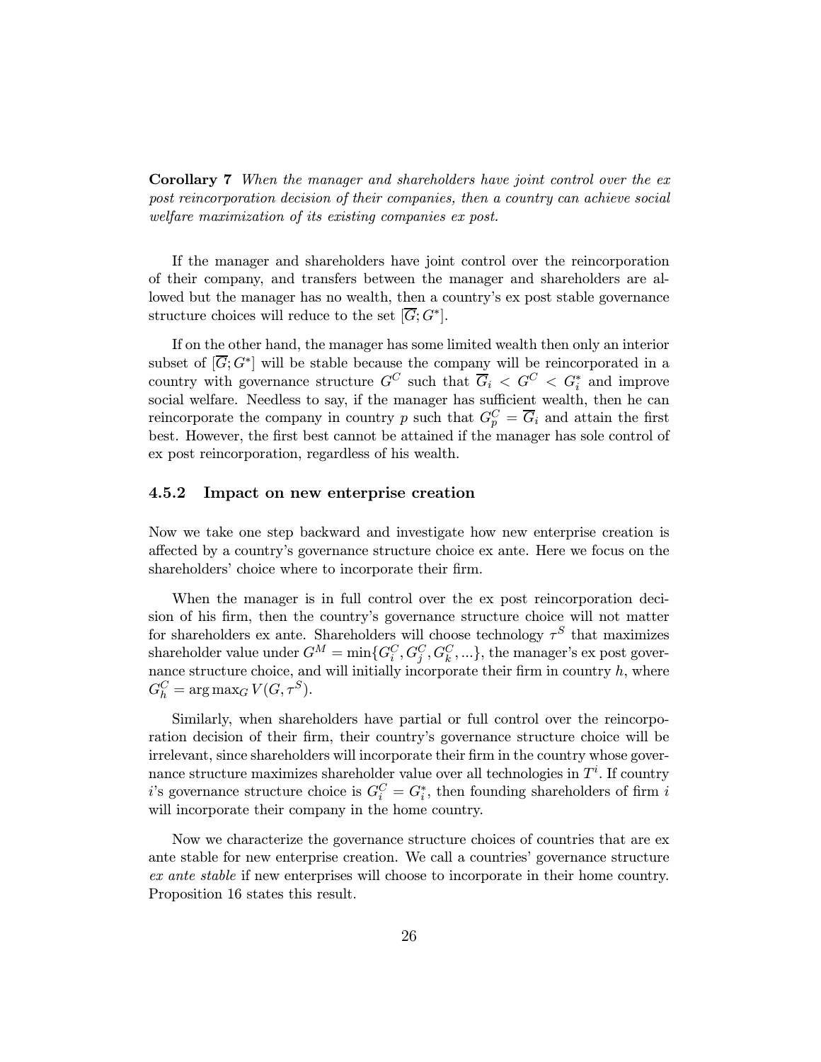**Corollary 7** *When the manager and shareholders have joint control over the ex post reincorporation decision of their companies, then a country can achieve social welfare maximization of its existing companies ex post.*

If the manager and shareholders have joint control over the reincorporation of their company, and transfers between the manager and shareholders are allowed but the manager has no wealth, then a country's ex post stable governance structure choices will reduce to the set $[\overline{G}; G^*]$.

If on the other hand, the manager has some limited wealth then only an interior subset of $[\overline{G}; G^*]$ will be stable because the company will be reincorporated in a country with governance structure $G^C$ such that $\overline{G}_i < G^C < G_i^*$ and improve social welfare. Needless to say, if the manager has sufficient wealth, then he can reincorporate the company in country $p$ such that $G_p^C = \overline{G}_i$ and attain the first best. However, the first best cannot be attained if the manager has sole control of ex post reincorporation, regardless of his wealth.

### 4.5.2 Impact on new enterprise creation

Now we take one step backward and investigate how new enterprise creation is affected by a country's governance structure choice ex ante. Here we focus on the shareholders' choice where to incorporate their firm.

When the manager is in full control over the ex post reincorporation decision of his firm, then the country's governance structure choice will not matter for shareholders ex ante. Shareholders will choose technology $\tau^S$ that maximizes shareholder value under $G^M = \min\{G_i^C, G_j^C, G_k^C, ...\}$, the manager's ex post governance structure choice, and will initially incorporate their firm in country $h$, where $G_h^C = \arg\max_G V(G, \tau^S)$.

Similarly, when shareholders have partial or full control over the reincorporation decision of their firm, their country's governance structure choice will be irrelevant, since shareholders will incorporate their firm in the country whose governance structure maximizes shareholder value over all technologies in $T^i$. If country $i$'s governance structure choice is $G_i^C = G_i^*$, then founding shareholders of firm $i$ will incorporate their company in the home country.

Now we characterize the governance structure choices of countries that are ex ante stable for new enterprise creation. We call a countries' governance structure *ex ante stable* if new enterprises will choose to incorporate in their home country. Proposition 16 states this result.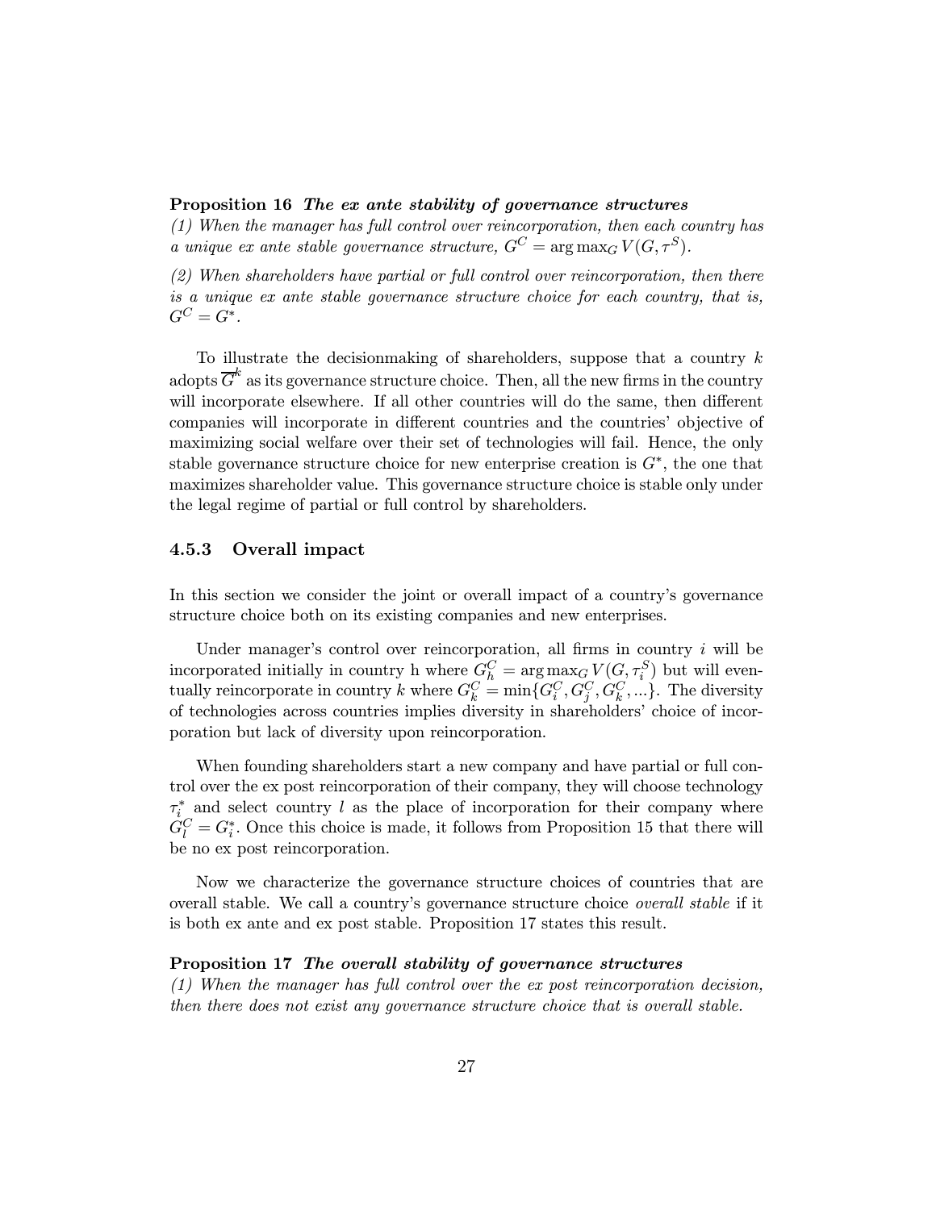**Proposition 16** ***The ex ante stability of governance structures***
*(1) When the manager has full control over reincorporation, then each country has a unique ex ante stable governance structure, $G^C = \arg\max_G V(G, \tau^S)$.*

*(2) When shareholders have partial or full control over reincorporation, then there is a unique ex ante stable governance structure choice for each country, that is, $G^C = G^*$.*

To illustrate the decisionmaking of shareholders, suppose that a country $k$ adopts $\overline{G}^k$ as its governance structure choice. Then, all the new firms in the country will incorporate elsewhere. If all other countries will do the same, then different companies will incorporate in different countries and the countries' objective of maximizing social welfare over their set of technologies will fail. Hence, the only stable governance structure choice for new enterprise creation is $G^*$, the one that maximizes shareholder value. This governance structure choice is stable only under the legal regime of partial or full control by shareholders.

### 4.5.3 Overall impact

In this section we consider the joint or overall impact of a country's governance structure choice both on its existing companies and new enterprises.

Under manager's control over reincorporation, all firms in country $i$ will be incorporated initially in country h where $G_h^C = \arg\max_G V(G, \tau_i^S)$ but will eventually reincorporate in country $k$ where $G_k^C = \min\{G_i^C, G_j^C, G_k^C, ...\}$. The diversity of technologies across countries implies diversity in shareholders' choice of incorporation but lack of diversity upon reincorporation.

When founding shareholders start a new company and have partial or full control over the ex post reincorporation of their company, they will choose technology $\tau_i^*$ and select country $l$ as the place of incorporation for their company where $G_l^C = G_i^*$. Once this choice is made, it follows from Proposition 15 that there will be no ex post reincorporation.

Now we characterize the governance structure choices of countries that are overall stable. We call a country's governance structure choice *overall stable* if it is both ex ante and ex post stable. Proposition 17 states this result.

**Proposition 17** ***The overall stability of governance structures***
*(1) When the manager has full control over the ex post reincorporation decision, then there does not exist any governance structure choice that is overall stable.*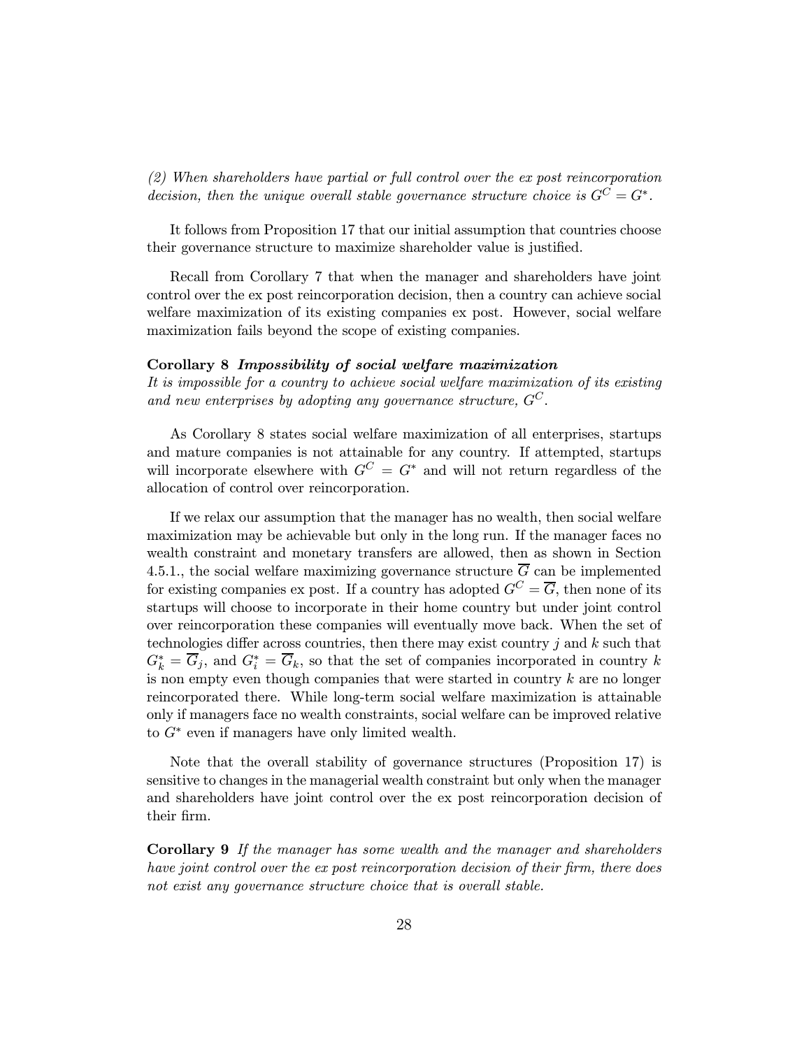*(2) When shareholders have partial or full control over the ex post reincorporation decision, then the unique overall stable governance structure choice is $G^C = G^*$.*

It follows from Proposition 17 that our initial assumption that countries choose their governance structure to maximize shareholder value is justified.

Recall from Corollary 7 that when the manager and shareholders have joint control over the ex post reincorporation decision, then a country can achieve social welfare maximization of its existing companies ex post. However, social welfare maximization fails beyond the scope of existing companies.

**Corollary 8** ***Impossibility of social welfare maximization***
*It is impossible for a country to achieve social welfare maximization of its existing and new enterprises by adopting any governance structure, $G^C$.*

As Corollary 8 states social welfare maximization of all enterprises, startups and mature companies is not attainable for any country. If attempted, startups will incorporate elsewhere with $G^C = G^*$ and will not return regardless of the allocation of control over reincorporation.

If we relax our assumption that the manager has no wealth, then social welfare maximization may be achievable but only in the long run. If the manager faces no wealth constraint and monetary transfers are allowed, then as shown in Section 4.5.1., the social welfare maximizing governance structure $\overline{G}$ can be implemented for existing companies ex post. If a country has adopted $G^C = \overline{G}$, then none of its startups will choose to incorporate in their home country but under joint control over reincorporation these companies will eventually move back. When the set of technologies differ across countries, then there may exist country $j$ and $k$ such that $G_k^* = \overline{G}_j$, and $G_i^* = \overline{G}_k$, so that the set of companies incorporated in country $k$ is non empty even though companies that were started in country $k$ are no longer reincorporated there. While long-term social welfare maximization is attainable only if managers face no wealth constraints, social welfare can be improved relative to $G^*$ even if managers have only limited wealth.

Note that the overall stability of governance structures (Proposition 17) is sensitive to changes in the managerial wealth constraint but only when the manager and shareholders have joint control over the ex post reincorporation decision of their firm.

**Corollary 9** *If the manager has some wealth and the manager and shareholders have joint control over the ex post reincorporation decision of their firm, there does not exist any governance structure choice that is overall stable.*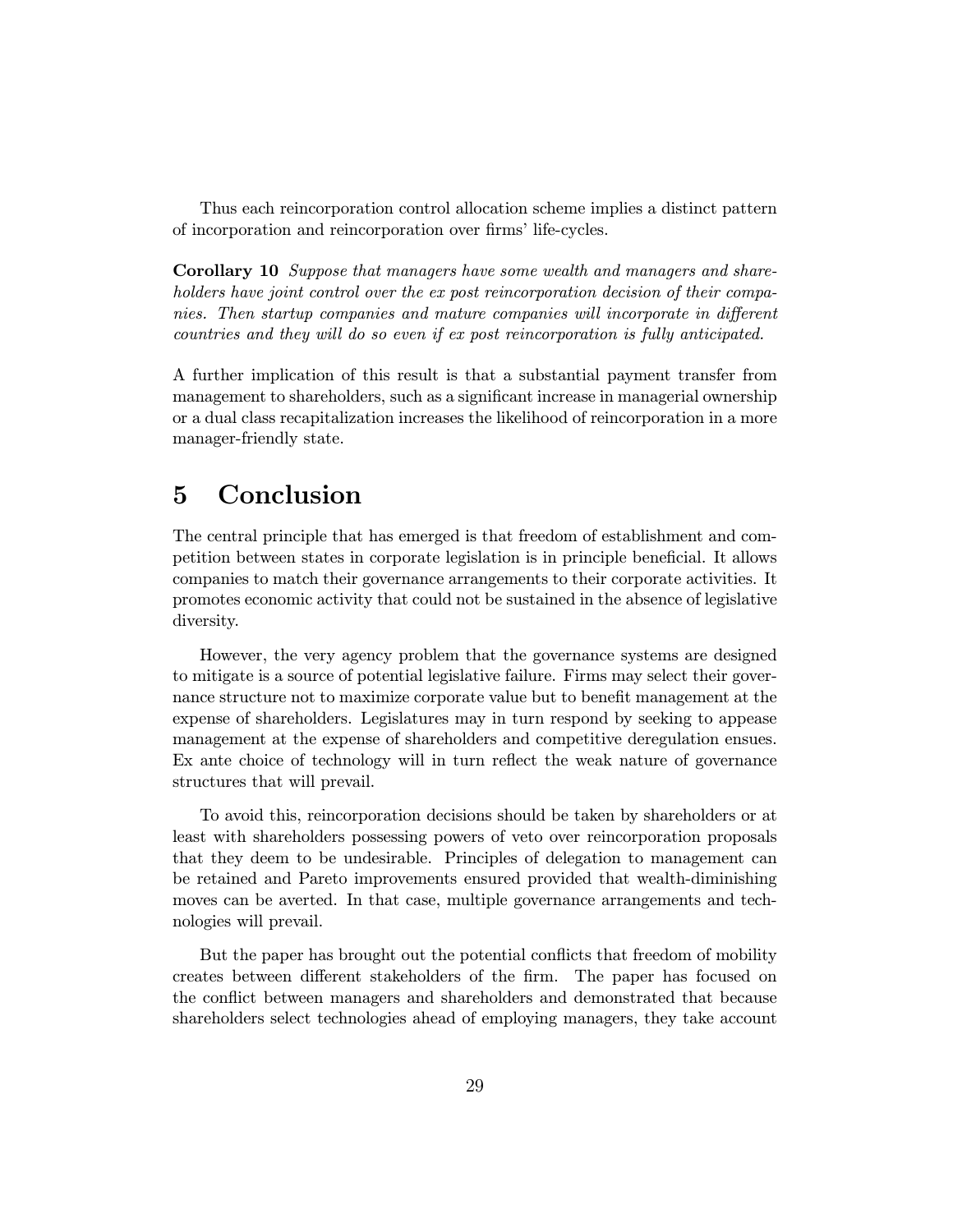Thus each reincorporation control allocation scheme implies a distinct pattern of incorporation and reincorporation over firms' life-cycles.

**Corollary 10** *Suppose that managers have some wealth and managers and shareholders have joint control over the ex post reincorporation decision of their companies. Then startup companies and mature companies will incorporate in different countries and they will do so even if ex post reincorporation is fully anticipated.*

A further implication of this result is that a substantial payment transfer from management to shareholders, such as a significant increase in managerial ownership or a dual class recapitalization increases the likelihood of reincorporation in a more manager-friendly state.

# 5 Conclusion

The central principle that has emerged is that freedom of establishment and competition between states in corporate legislation is in principle beneficial. It allows companies to match their governance arrangements to their corporate activities. It promotes economic activity that could not be sustained in the absence of legislative diversity.

However, the very agency problem that the governance systems are designed to mitigate is a source of potential legislative failure. Firms may select their governance structure not to maximize corporate value but to benefit management at the expense of shareholders. Legislatures may in turn respond by seeking to appease management at the expense of shareholders and competitive deregulation ensues. Ex ante choice of technology will in turn reflect the weak nature of governance structures that will prevail.

To avoid this, reincorporation decisions should be taken by shareholders or at least with shareholders possessing powers of veto over reincorporation proposals that they deem to be undesirable. Principles of delegation to management can be retained and Pareto improvements ensured provided that wealth-diminishing moves can be averted. In that case, multiple governance arrangements and technologies will prevail.

But the paper has brought out the potential conflicts that freedom of mobility creates between different stakeholders of the firm. The paper has focused on the conflict between managers and shareholders and demonstrated that because shareholders select technologies ahead of employing managers, they take account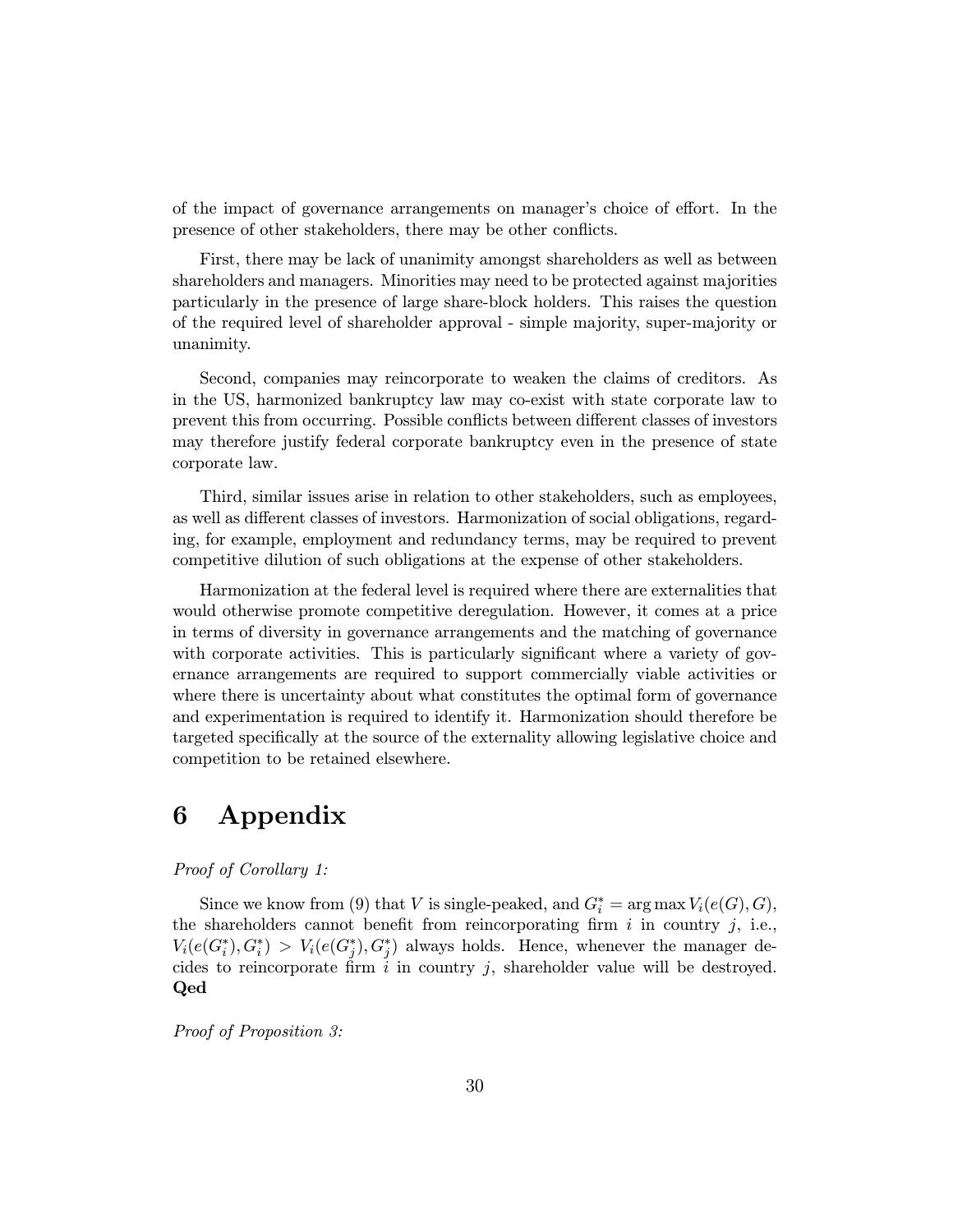of the impact of governance arrangements on manager's choice of effort. In the presence of other stakeholders, there may be other conflicts.

First, there may be lack of unanimity amongst shareholders as well as between shareholders and managers. Minorities may need to be protected against majorities particularly in the presence of large share-block holders. This raises the question of the required level of shareholder approval - simple majority, super-majority or unanimity.

Second, companies may reincorporate to weaken the claims of creditors. As in the US, harmonized bankruptcy law may co-exist with state corporate law to prevent this from occurring. Possible conflicts between different classes of investors may therefore justify federal corporate bankruptcy even in the presence of state corporate law.

Third, similar issues arise in relation to other stakeholders, such as employees, as well as different classes of investors. Harmonization of social obligations, regarding, for example, employment and redundancy terms, may be required to prevent competitive dilution of such obligations at the expense of other stakeholders.

Harmonization at the federal level is required where there are externalities that would otherwise promote competitive deregulation. However, it comes at a price in terms of diversity in governance arrangements and the matching of governance with corporate activities. This is particularly significant where a variety of governance arrangements are required to support commercially viable activities or where there is uncertainty about what constitutes the optimal form of governance and experimentation is required to identify it. Harmonization should therefore be targeted specifically at the source of the externality allowing legislative choice and competition to be retained elsewhere.

# 6 Appendix

*Proof of Corollary 1:*

Since we know from (9) that $V$ is single-peaked, and $G_i^* = \arg\max V_i(e(G), G)$, the shareholders cannot benefit from reincorporating firm $i$ in country $j$, i.e., $V_i(e(G_i^*), G_i^*) > V_i(e(G_j^*), G_j^*)$ always holds. Hence, whenever the manager decides to reincorporate firm $i$ in country $j$, shareholder value will be destroyed. **Qed**

*Proof of Proposition 3:*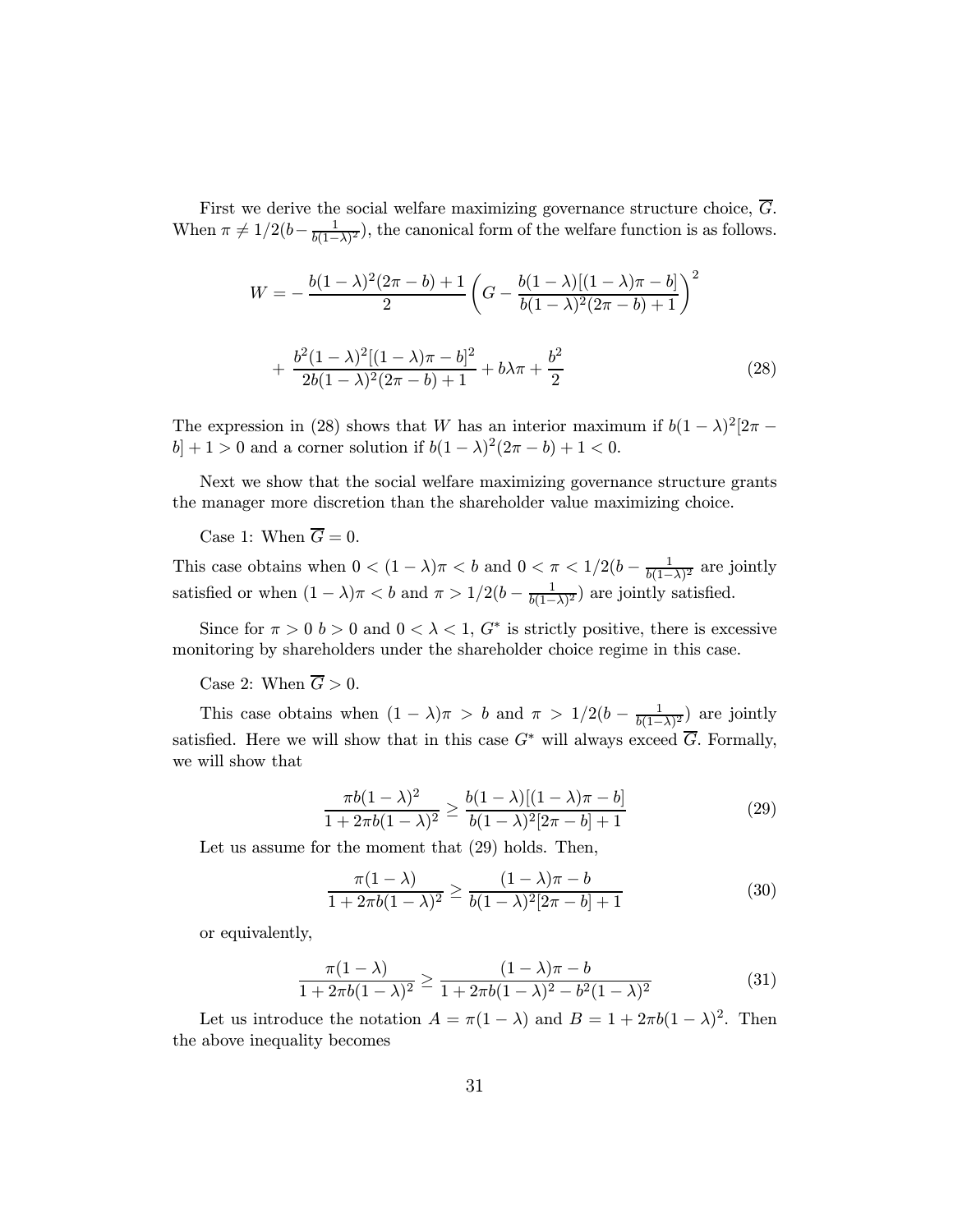First we derive the social welfare maximizing governance structure choice, $\overline{G}$. When $\pi \neq 1/2(b - \frac{1}{b(1-\lambda)^2})$, the canonical form of the welfare function is as follows.

$$W = -\frac{b(1-\lambda)^2(2\pi - b) + 1}{2}\left(G - \frac{b(1-\lambda)[(1-\lambda)\pi - b]}{b(1-\lambda)^2(2\pi - b) + 1}\right)^2$$

$$+ \frac{b^2(1-\lambda)^2[(1-\lambda)\pi - b]^2}{2b(1-\lambda)^2(2\pi - b) + 1} + b\lambda\pi + \frac{b^2}{2} \tag{28}$$

The expression in (28) shows that $W$ has an interior maximum if $b(1-\lambda)^2[2\pi - b] + 1 > 0$ and a corner solution if $b(1-\lambda)^2(2\pi - b) + 1 < 0$.

Next we show that the social welfare maximizing governance structure grants the manager more discretion than the shareholder value maximizing choice.

Case 1: When $\overline{G} = 0$.

This case obtains when $0 < (1-\lambda)\pi < b$ and $0 < \pi < 1/2(b - \frac{1}{b(1-\lambda)^2}$ are jointly satisfied or when $(1-\lambda)\pi < b$ and $\pi > 1/2(b - \frac{1}{b(1-\lambda)^2})$ are jointly satisfied.

Since for $\pi > 0$ $b > 0$ and $0 < \lambda < 1$, $G^*$ is strictly positive, there is excessive monitoring by shareholders under the shareholder choice regime in this case.

Case 2: When $\overline{G} > 0$.

This case obtains when $(1-\lambda)\pi > b$ and $\pi > 1/2(b - \frac{1}{b(1-\lambda)^2})$ are jointly satisfied. Here we will show that in this case $G^*$ will always exceed $\overline{G}$. Formally, we will show that

$$\frac{\pi b(1-\lambda)^2}{1 + 2\pi b(1-\lambda)^2} \geq \frac{b(1-\lambda)[(1-\lambda)\pi - b]}{b(1-\lambda)^2[2\pi - b] + 1} \tag{29}$$

Let us assume for the moment that (29) holds. Then,

$$\frac{\pi(1-\lambda)}{1 + 2\pi b(1-\lambda)^2} \geq \frac{(1-\lambda)\pi - b}{b(1-\lambda)^2[2\pi - b] + 1} \tag{30}$$

or equivalently,

$$\frac{\pi(1-\lambda)}{1 + 2\pi b(1-\lambda)^2} \geq \frac{(1-\lambda)\pi - b}{1 + 2\pi b(1-\lambda)^2 - b^2(1-\lambda)^2} \tag{31}$$

Let us introduce the notation $A = \pi(1-\lambda)$ and $B = 1 + 2\pi b(1-\lambda)^2$. Then the above inequality becomes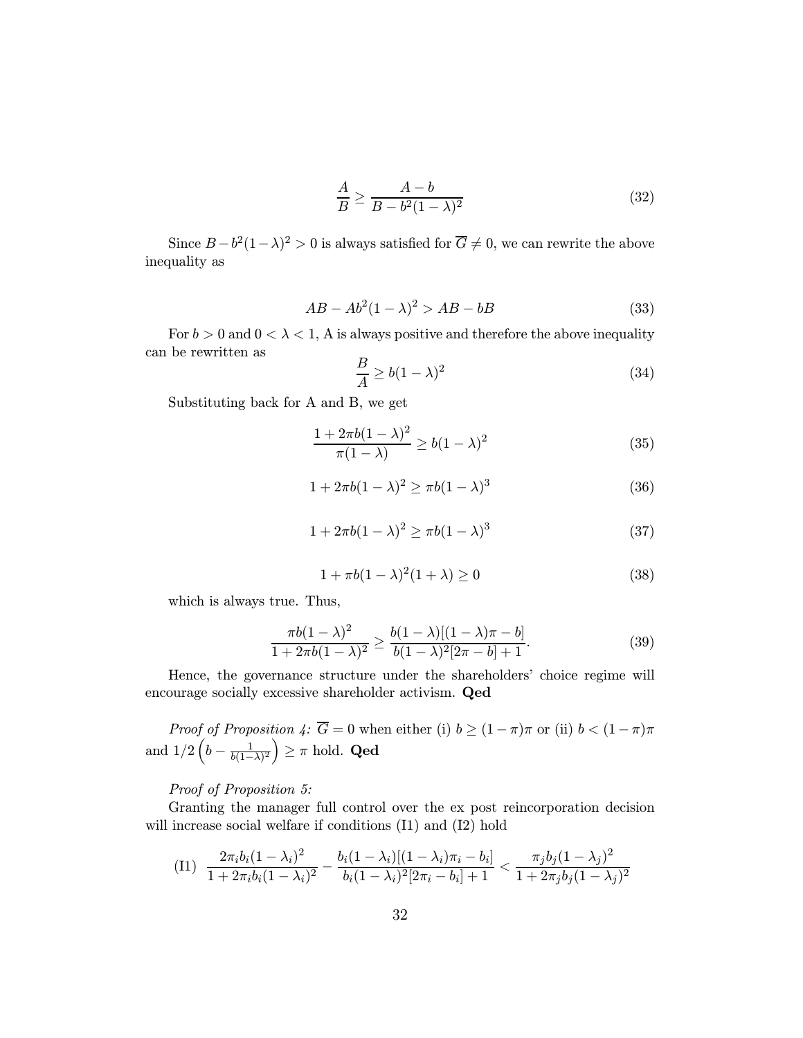$$\frac{A}{B} \geq \frac{A-b}{B-b^2(1-\lambda)^2} \tag{32}$$

Since $B - b^2(1-\lambda)^2 > 0$ is always satisfied for $\overline{G} \neq 0$, we can rewrite the above inequality as

$$AB - Ab^2(1-\lambda)^2 > AB - bB \tag{33}$$

For $b > 0$ and $0 < \lambda < 1$, A is always positive and therefore the above inequality can be rewritten as

$$\frac{B}{A} \geq b(1-\lambda)^2 \tag{34}$$

Substituting back for A and B, we get

$$\frac{1 + 2\pi b(1-\lambda)^2}{\pi(1-\lambda)} \geq b(1-\lambda)^2 \tag{35}$$

$$1 + 2\pi b(1-\lambda)^2 \geq \pi b(1-\lambda)^3 \tag{36}$$

$$1 + 2\pi b(1-\lambda)^2 \geq \pi b(1-\lambda)^3 \tag{37}$$

$$1 + \pi b(1-\lambda)^2(1+\lambda) \geq 0 \tag{38}$$

which is always true. Thus,

$$\frac{\pi b(1-\lambda)^2}{1 + 2\pi b(1-\lambda)^2} \geq \frac{b(1-\lambda)[(1-\lambda)\pi - b]}{b(1-\lambda)^2[2\pi - b] + 1}. \tag{39}$$

Hence, the governance structure under the shareholders' choice regime will encourage socially excessive shareholder activism. **Qed**

*Proof of Proposition 4:* $\overline{G} = 0$ when either (i) $b \geq (1-\pi)\pi$ or (ii) $b < (1-\pi)\pi$ and $1/2\left(b - \frac{1}{b(1-\lambda)^2}\right) \geq \pi$ hold. **Qed**

*Proof of Proposition 5:*

Granting the manager full control over the ex post reincorporation decision will increase social welfare if conditions (I1) and (I2) hold

$$\text{(I1)} \quad \frac{2\pi_i b_i(1-\lambda_i)^2}{1 + 2\pi_i b_i(1-\lambda_i)^2} - \frac{b_i(1-\lambda_i)[(1-\lambda_i)\pi_i - b_i]}{b_i(1-\lambda_i)^2[2\pi_i - b_i] + 1} < \frac{\pi_j b_j(1-\lambda_j)^2}{1 + 2\pi_j b_j(1-\lambda_j)^2}$$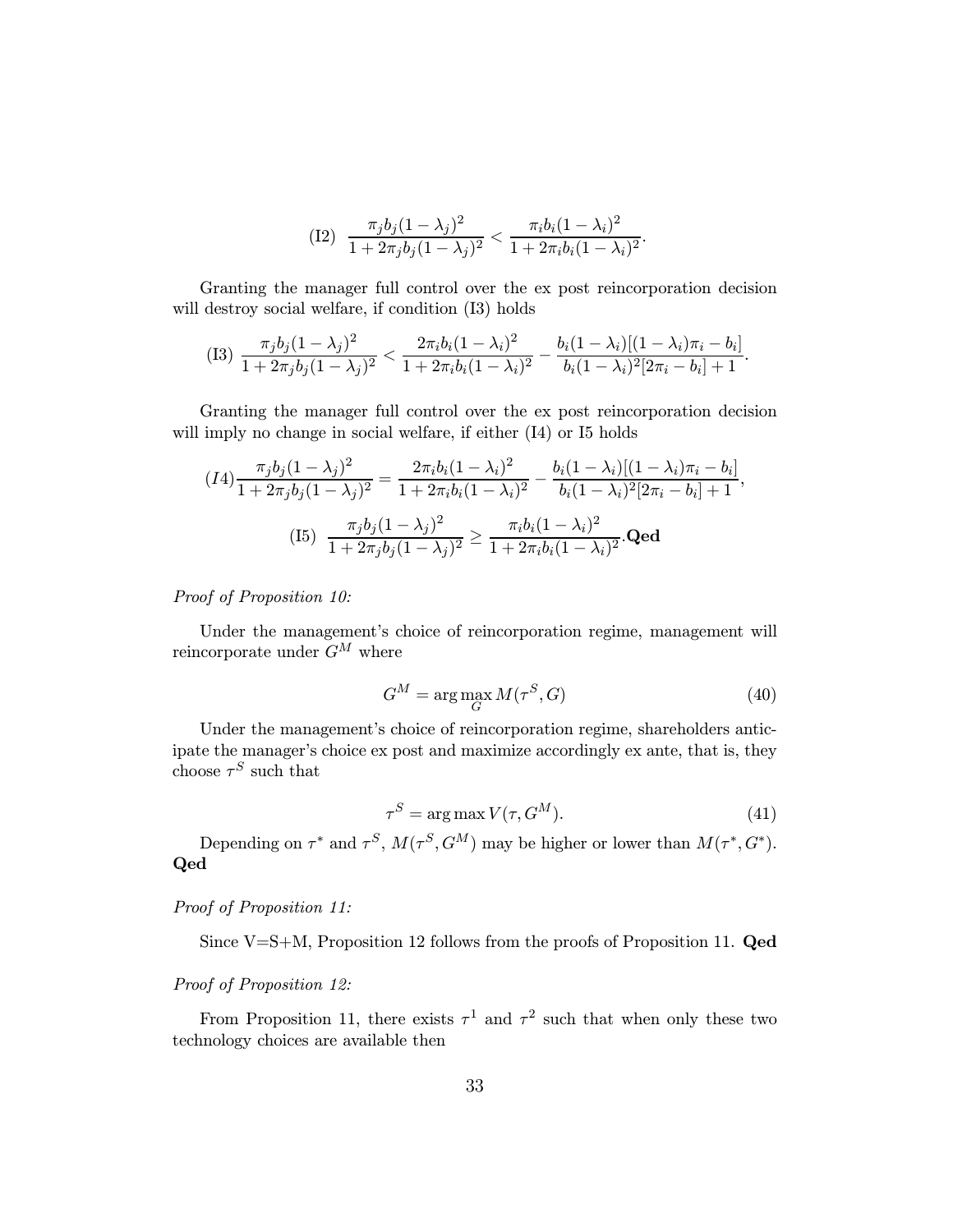$$\text{(I2)}\ \ \frac{\pi_j b_j(1-\lambda_j)^2}{1+2\pi_j b_j(1-\lambda_j)^2} < \frac{\pi_i b_i(1-\lambda_i)^2}{1+2\pi_i b_i(1-\lambda_i)^2}.$$

Granting the manager full control over the ex post reincorporation decision will destroy social welfare, if condition (I3) holds

$$\text{(I3)}\ \frac{\pi_j b_j(1-\lambda_j)^2}{1+2\pi_j b_j(1-\lambda_j)^2} < \frac{2\pi_i b_i(1-\lambda_i)^2}{1+2\pi_i b_i(1-\lambda_i)^2} - \frac{b_i(1-\lambda_i)[(1-\lambda_i)\pi_i - b_i]}{b_i(1-\lambda_i)^2[2\pi_i - b_i]+1}.$$

Granting the manager full control over the ex post reincorporation decision will imply no change in social welfare, if either (I4) or I5 holds

$$(I4)\frac{\pi_j b_j(1-\lambda_j)^2}{1+2\pi_j b_j(1-\lambda_j)^2} = \frac{2\pi_i b_i(1-\lambda_i)^2}{1+2\pi_i b_i(1-\lambda_i)^2} - \frac{b_i(1-\lambda_i)[(1-\lambda_i)\pi_i - b_i]}{b_i(1-\lambda_i)^2[2\pi_i - b_i]+1},$$

$$\text{(I5)}\ \ \frac{\pi_j b_j(1-\lambda_j)^2}{1+2\pi_j b_j(1-\lambda_j)^2} \geq \frac{\pi_i b_i(1-\lambda_i)^2}{1+2\pi_i b_i(1-\lambda_i)^2}.\textbf{Qed}$$

*Proof of Proposition 10:*

Under the management's choice of reincorporation regime, management will reincorporate under $G^M$ where

$$G^M = \arg\max_G M(\tau^S, G) \tag{40}$$

Under the management's choice of reincorporation regime, shareholders anticipate the manager's choice ex post and maximize accordingly ex ante, that is, they choose $\tau^S$ such that

$$\tau^S = \arg\max V(\tau, G^M). \tag{41}$$

Depending on $\tau^*$ and $\tau^S$, $M(\tau^S, G^M)$ may be higher or lower than $M(\tau^*, G^*)$. **Qed**

*Proof of Proposition 11:*

Since V=S+M, Proposition 12 follows from the proofs of Proposition 11. **Qed**

*Proof of Proposition 12:*

From Proposition 11, there exists $\tau^1$ and $\tau^2$ such that when only these two technology choices are available then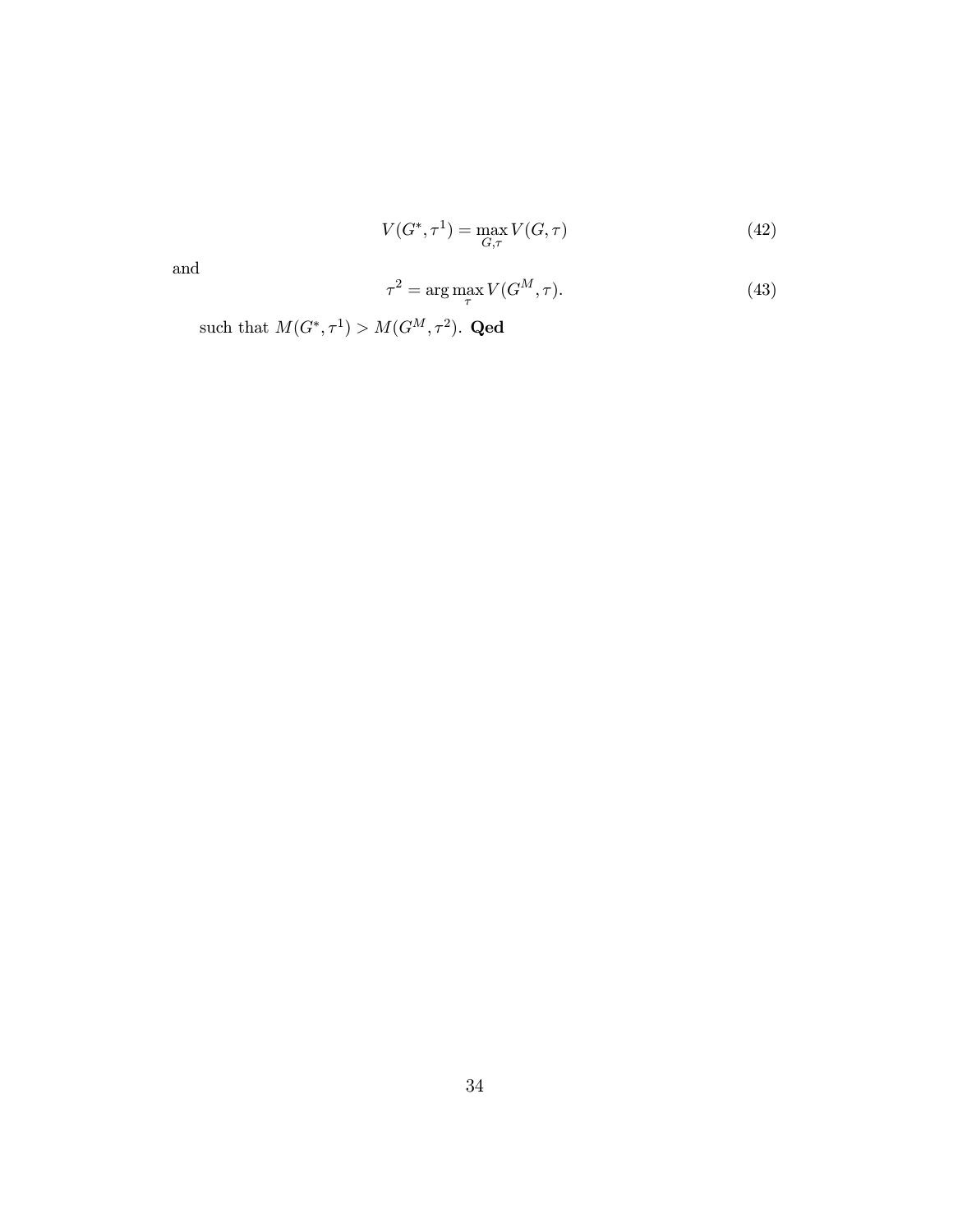$$V(G^{*}, \tau^{1}) = \max_{G,\tau} V(G, \tau) \tag{42}$$

and

$$\tau^{2} = \arg\max_{\tau} V(G^{M}, \tau). \tag{43}$$

such that $M(G^{*}, \tau^{1}) > M(G^{M}, \tau^{2})$. **Qed**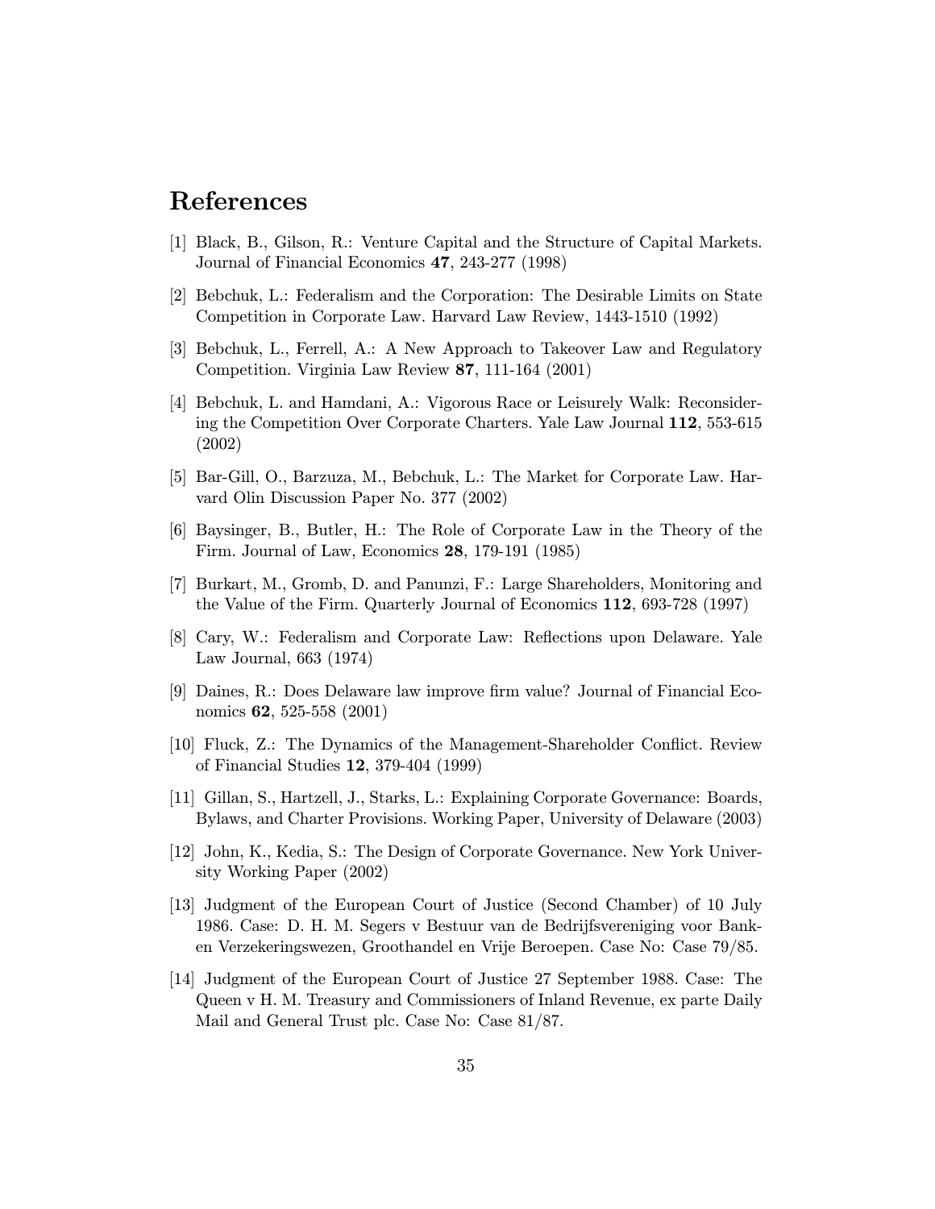# References

[1] Black, B., Gilson, R.: Venture Capital and the Structure of Capital Markets. Journal of Financial Economics **47**, 243-277 (1998)

[2] Bebchuk, L.: Federalism and the Corporation: The Desirable Limits on State Competition in Corporate Law. Harvard Law Review, 1443-1510 (1992)

[3] Bebchuk, L., Ferrell, A.: A New Approach to Takeover Law and Regulatory Competition. Virginia Law Review **87**, 111-164 (2001)

[4] Bebchuk, L. and Hamdani, A.: Vigorous Race or Leisurely Walk: Reconsidering the Competition Over Corporate Charters. Yale Law Journal **112**, 553-615 (2002)

[5] Bar-Gill, O., Barzuza, M., Bebchuk, L.: The Market for Corporate Law. Harvard Olin Discussion Paper No. 377 (2002)

[6] Baysinger, B., Butler, H.: The Role of Corporate Law in the Theory of the Firm. Journal of Law, Economics **28**, 179-191 (1985)

[7] Burkart, M., Gromb, D. and Panunzi, F.: Large Shareholders, Monitoring and the Value of the Firm. Quarterly Journal of Economics **112**, 693-728 (1997)

[8] Cary, W.: Federalism and Corporate Law: Reflections upon Delaware. Yale Law Journal, 663 (1974)

[9] Daines, R.: Does Delaware law improve firm value? Journal of Financial Economics **62**, 525-558 (2001)

[10] Fluck, Z.: The Dynamics of the Management-Shareholder Conflict. Review of Financial Studies **12**, 379-404 (1999)

[11] Gillan, S., Hartzell, J., Starks, L.: Explaining Corporate Governance: Boards, Bylaws, and Charter Provisions. Working Paper, University of Delaware (2003)

[12] John, K., Kedia, S.: The Design of Corporate Governance. New York University Working Paper (2002)

[13] Judgment of the European Court of Justice (Second Chamber) of 10 July 1986. Case: D. H. M. Segers v Bestuur van de Bedrijfsvereniging voor Bank- en Verzekeringswezen, Groothandel en Vrije Beroepen. Case No: Case 79/85.

[14] Judgment of the European Court of Justice 27 September 1988. Case: The Queen v H. M. Treasury and Commissioners of Inland Revenue, ex parte Daily Mail and General Trust plc. Case No: Case 81/87.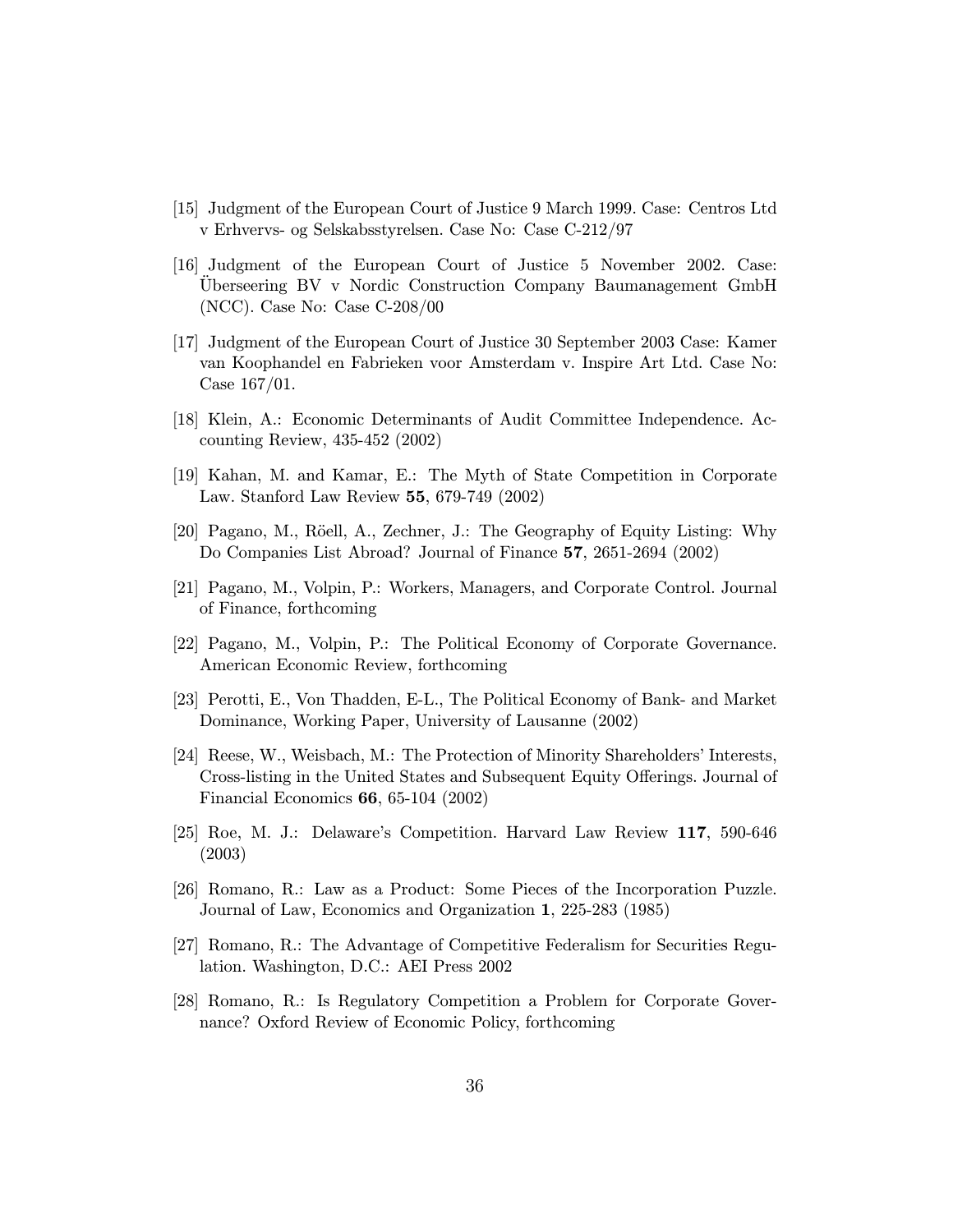[15] Judgment of the European Court of Justice 9 March 1999. Case: Centros Ltd v Erhvervs- og Selskabsstyrelsen. Case No: Case C-212/97

[16] Judgment of the European Court of Justice 5 November 2002. Case: Überseering BV v Nordic Construction Company Baumanagement GmbH (NCC). Case No: Case C-208/00

[17] Judgment of the European Court of Justice 30 September 2003 Case: Kamer van Koophandel en Fabrieken voor Amsterdam v. Inspire Art Ltd. Case No: Case 167/01.

[18] Klein, A.: Economic Determinants of Audit Committee Independence. Accounting Review, 435-452 (2002)

[19] Kahan, M. and Kamar, E.: The Myth of State Competition in Corporate Law. Stanford Law Review **55**, 679-749 (2002)

[20] Pagano, M., Röell, A., Zechner, J.: The Geography of Equity Listing: Why Do Companies List Abroad? Journal of Finance **57**, 2651-2694 (2002)

[21] Pagano, M., Volpin, P.: Workers, Managers, and Corporate Control. Journal of Finance, forthcoming

[22] Pagano, M., Volpin, P.: The Political Economy of Corporate Governance. American Economic Review, forthcoming

[23] Perotti, E., Von Thadden, E-L., The Political Economy of Bank- and Market Dominance, Working Paper, University of Lausanne (2002)

[24] Reese, W., Weisbach, M.: The Protection of Minority Shareholders' Interests, Cross-listing in the United States and Subsequent Equity Offerings. Journal of Financial Economics **66**, 65-104 (2002)

[25] Roe, M. J.: Delaware's Competition. Harvard Law Review **117**, 590-646 (2003)

[26] Romano, R.: Law as a Product: Some Pieces of the Incorporation Puzzle. Journal of Law, Economics and Organization **1**, 225-283 (1985)

[27] Romano, R.: The Advantage of Competitive Federalism for Securities Regulation. Washington, D.C.: AEI Press 2002

[28] Romano, R.: Is Regulatory Competition a Problem for Corporate Governance? Oxford Review of Economic Policy, forthcoming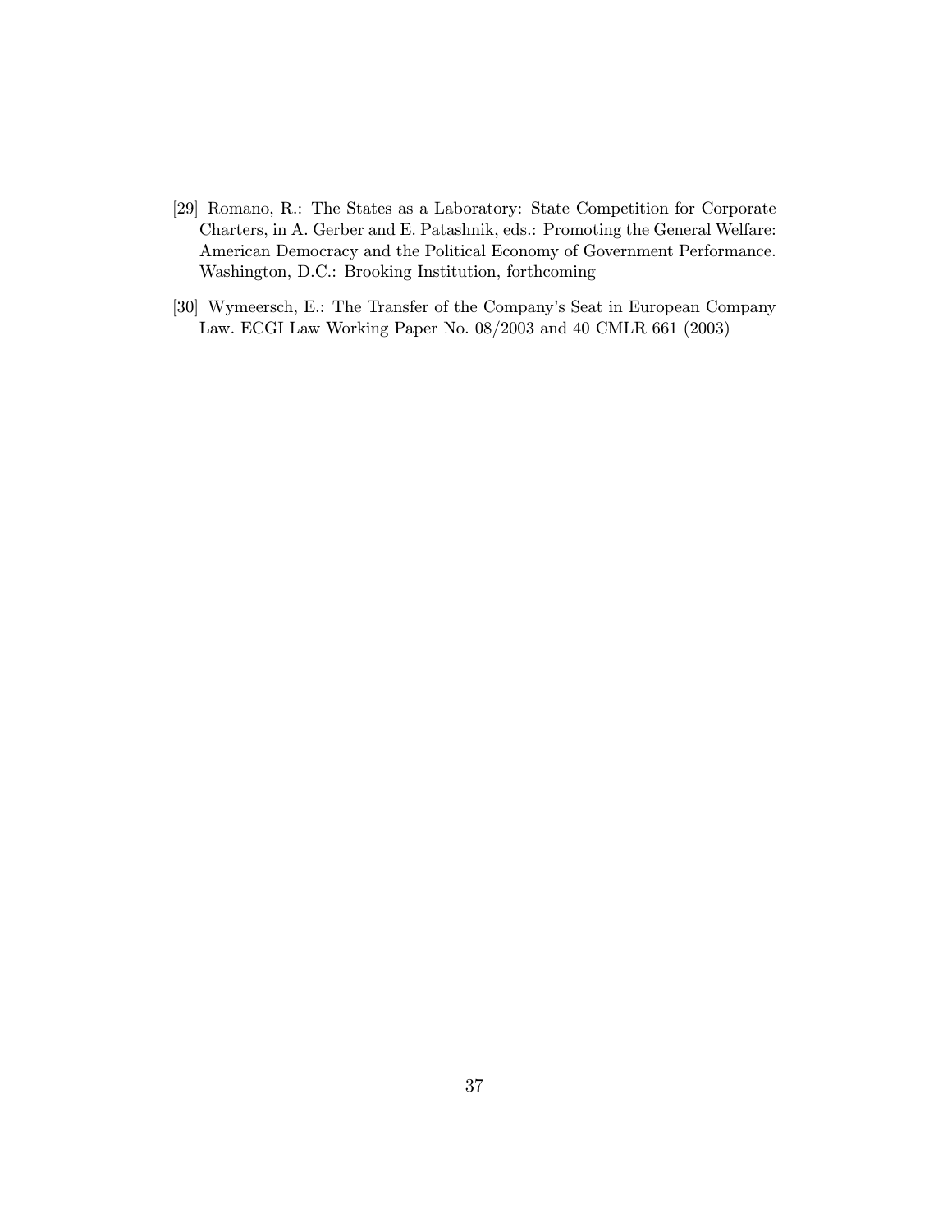[29] Romano, R.: The States as a Laboratory: State Competition for Corporate Charters, in A. Gerber and E. Patashnik, eds.: Promoting the General Welfare: American Democracy and the Political Economy of Government Performance. Washington, D.C.: Brooking Institution, forthcoming

[30] Wymeersch, E.: The Transfer of the Company's Seat in European Company Law. ECGI Law Working Paper No. 08/2003 and 40 CMLR 661 (2003)